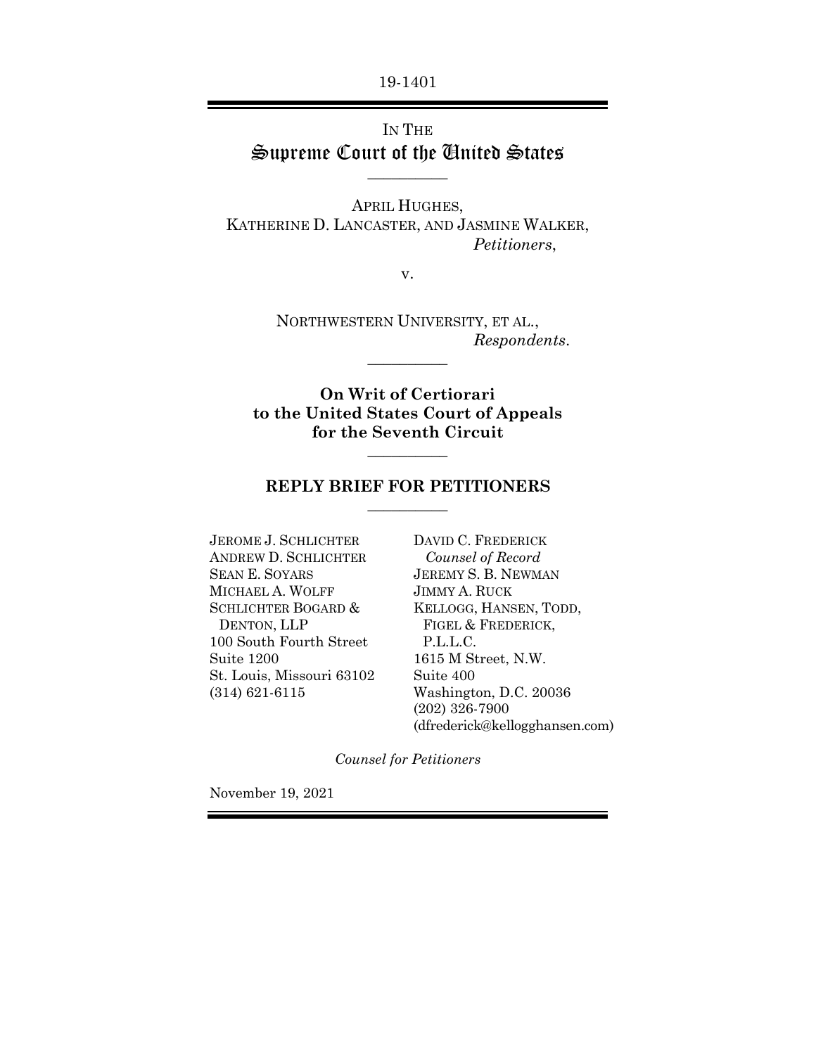19-1401

IN THE

# Supreme Court of the United States

---

APRIL HUGHES,
KATHERINE D. LANCASTER, AND JASMINE WALKER,
*Petitioners*,

v.

NORTHWESTERN UNIVERSITY, ET AL.,
*Respondents*.

---

**On Writ of Certiorari**
**to the United States Court of Appeals**
**for the Seventh Circuit**

---

## REPLY BRIEF FOR PETITIONERS

---

JEROME J. SCHLICHTER
ANDREW D. SCHLICHTER
SEAN E. SOYARS
MICHAEL A. WOLFF
SCHLICHTER BOGARD &
DENTON, LLP
100 South Fourth Street
Suite 1200
St. Louis, Missouri 63102
(314) 621-6115

DAVID C. FREDERICK
*Counsel of Record*
JEREMY S. B. NEWMAN
JIMMY A. RUCK
KELLOGG, HANSEN, TODD,
FIGEL & FREDERICK,
P.L.L.C.
1615 M Street, N.W.
Suite 400
Washington, D.C. 20036
(202) 326-7900
(dfrederick@kellogghansen.com)

*Counsel for Petitioners*

November 19, 2021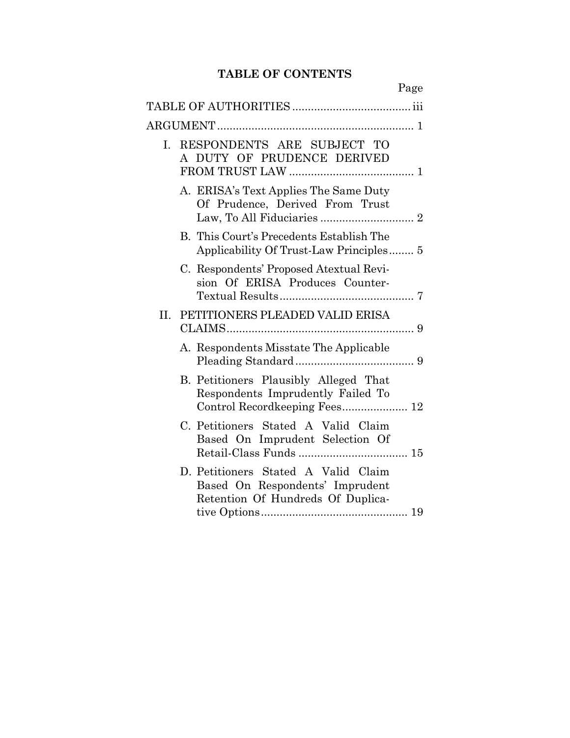## TABLE OF CONTENTS

| | Page |
|---|---|
| TABLE OF AUTHORITIES | iii |
| ARGUMENT | 1 |
| I. RESPONDENTS ARE SUBJECT TO A DUTY OF PRUDENCE DERIVED FROM TRUST LAW | 1 |
| A. ERISA's Text Applies The Same Duty Of Prudence, Derived From Trust Law, To All Fiduciaries | 2 |
| B. This Court's Precedents Establish The Applicability Of Trust-Law Principles | 5 |
| C. Respondents' Proposed Atextual Revision Of ERISA Produces Counter-Textual Results | 7 |
| II. PETITIONERS PLEADED VALID ERISA CLAIMS | 9 |
| A. Respondents Misstate The Applicable Pleading Standard | 9 |
| B. Petitioners Plausibly Alleged That Respondents Imprudently Failed To Control Recordkeeping Fees | 12 |
| C. Petitioners Stated A Valid Claim Based On Imprudent Selection Of Retail-Class Funds | 15 |
| D. Petitioners Stated A Valid Claim Based On Respondents' Imprudent Retention Of Hundreds Of Duplicative Options | 19 |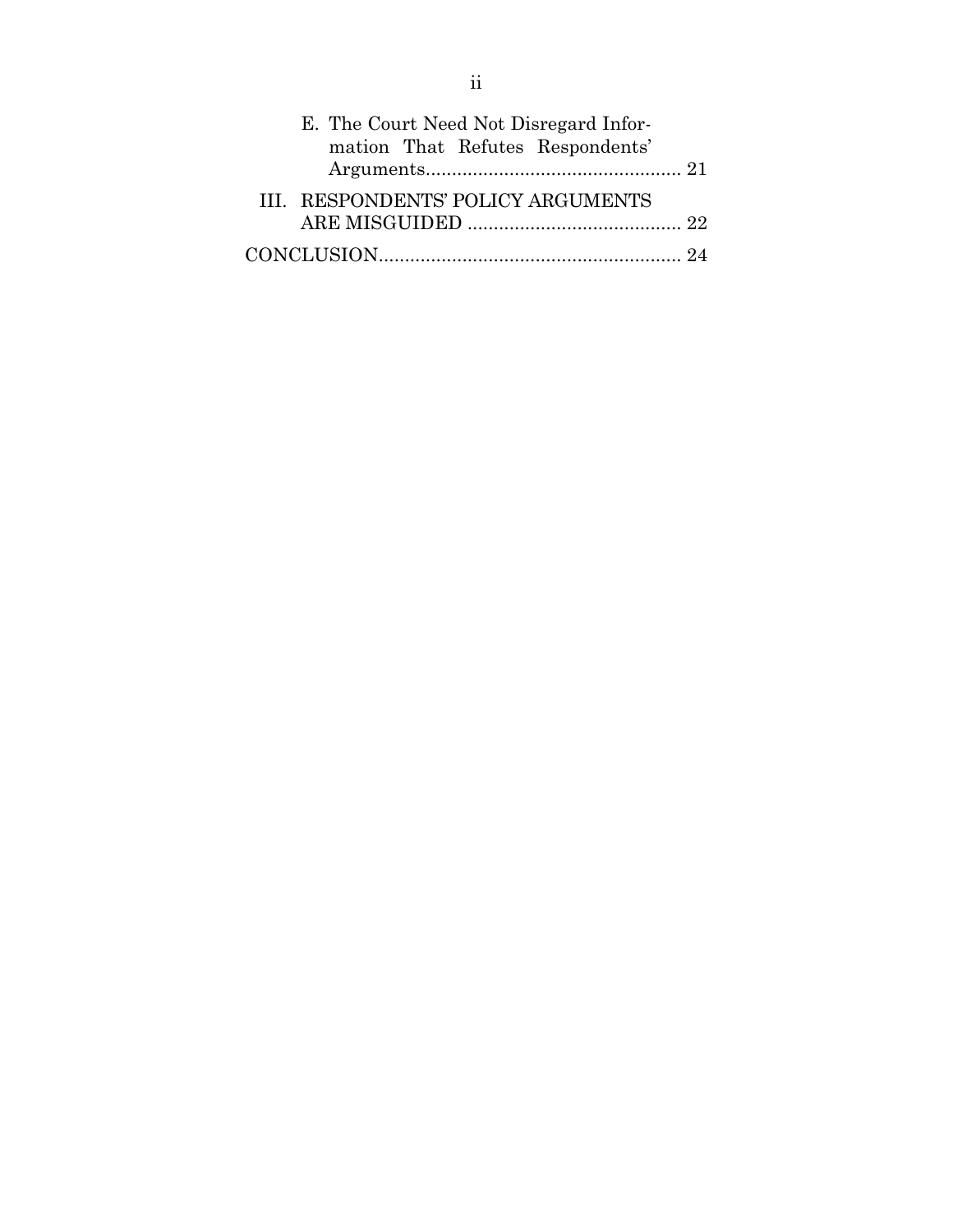E. The Court Need Not Disregard Information That Refutes Respondents' Arguments ..... 21

III. RESPONDENTS' POLICY ARGUMENTS ARE MISGUIDED ..... 22

CONCLUSION ..... 24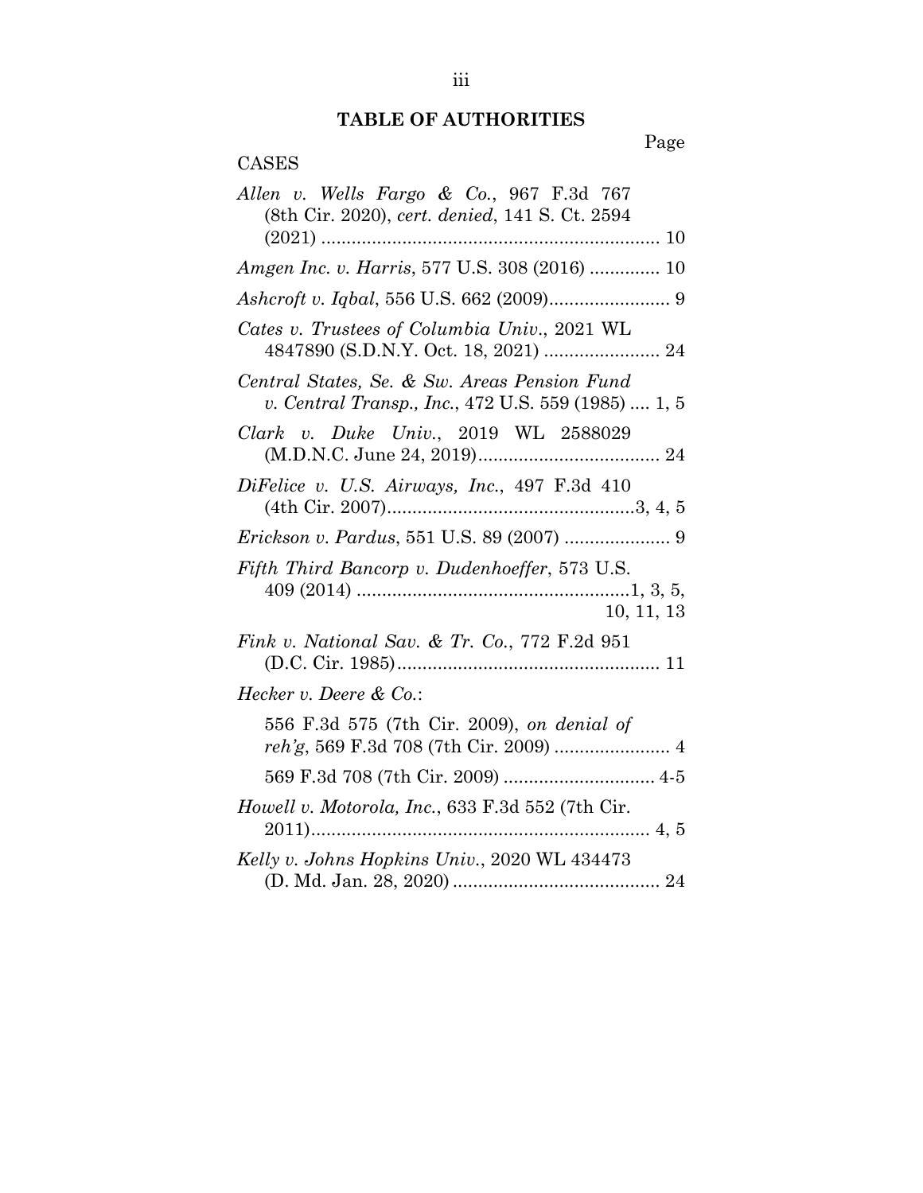# TABLE OF AUTHORITIES

Page

CASES

*Allen v. Wells Fargo & Co.*, 967 F.3d 767 (8th Cir. 2020), *cert. denied*, 141 S. Ct. 2594 (2021) .................................................................. 10

*Amgen Inc. v. Harris*, 577 U.S. 308 (2016) .............. 10

*Ashcroft v. Iqbal*, 556 U.S. 662 (2009)........................ 9

*Cates v. Trustees of Columbia Univ.*, 2021 WL 4847890 (S.D.N.Y. Oct. 18, 2021) ....................... 24

*Central States, Se. & Sw. Areas Pension Fund v. Central Transp., Inc.*, 472 U.S. 559 (1985) .... 1, 5

*Clark v. Duke Univ.*, 2019 WL 2588029 (M.D.N.C. June 24, 2019).................................... 24

*DiFelice v. U.S. Airways, Inc.*, 497 F.3d 410 (4th Cir. 2007)..................................................3, 4, 5

*Erickson v. Pardus*, 551 U.S. 89 (2007) ..................... 9

*Fifth Third Bancorp v. Dudenhoeffer*, 573 U.S. 409 (2014) ......................................................1, 3, 5, 10, 11, 13

*Fink v. National Sav. & Tr. Co.*, 772 F.2d 951 (D.C. Cir. 1985).................................................... 11

*Hecker v. Deere & Co.*:

556 F.3d 575 (7th Cir. 2009), *on denial of reh'g*, 569 F.3d 708 (7th Cir. 2009) ....................... 4

569 F.3d 708 (7th Cir. 2009) .............................. 4-5

*Howell v. Motorola, Inc.*, 633 F.3d 552 (7th Cir. 2011).................................................................. 4, 5

*Kelly v. Johns Hopkins Univ.*, 2020 WL 434473 (D. Md. Jan. 28, 2020) ......................................... 24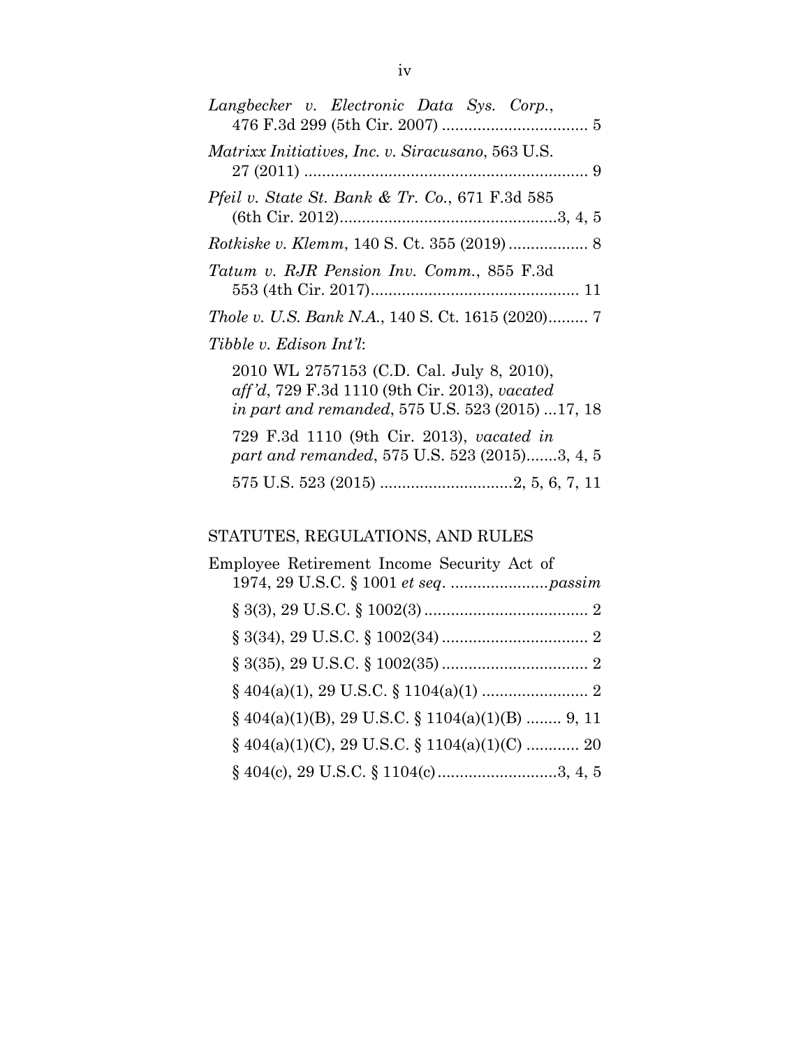*Langbecker v. Electronic Data Sys. Corp.*, 476 F.3d 299 (5th Cir. 2007) ................................ 5

*Matrixx Initiatives, Inc. v. Siracusano*, 563 U.S. 27 (2011) ................................................................ 9

*Pfeil v. State St. Bank & Tr. Co.*, 671 F.3d 585 (6th Cir. 2012)................................................3, 4, 5

*Rotkiske v. Klemm*, 140 S. Ct. 355 (2019) .................. 8

*Tatum v. RJR Pension Inv. Comm.*, 855 F.3d 553 (4th Cir. 2017)............................................... 11

*Thole v. U.S. Bank N.A.*, 140 S. Ct. 1615 (2020)......... 7

*Tibble v. Edison Int'l*:

2010 WL 2757153 (C.D. Cal. July 8, 2010), *aff'd*, 729 F.3d 1110 (9th Cir. 2013), *vacated in part and remanded*, 575 U.S. 523 (2015) ...17, 18

729 F.3d 1110 (9th Cir. 2013), *vacated in part and remanded*, 575 U.S. 523 (2015).......3, 4, 5

575 U.S. 523 (2015) .............................2, 5, 6, 7, 11

## STATUTES, REGULATIONS, AND RULES

Employee Retirement Income Security Act of 1974, 29 U.S.C. § 1001 *et seq*. ......................*passim*

§ 3(3), 29 U.S.C. § 1002(3) .................................... 2

§ 3(34), 29 U.S.C. § 1002(34) ................................ 2

§ 3(35), 29 U.S.C. § 1002(35) ................................ 2

§ 404(a)(1), 29 U.S.C. § 1104(a)(1) ........................ 2

§ 404(a)(1)(B), 29 U.S.C. § 1104(a)(1)(B) ........ 9, 11

§ 404(a)(1)(C), 29 U.S.C. § 1104(a)(1)(C) ............ 20

§ 404(c), 29 U.S.C. § 1104(c)...........................3, 4, 5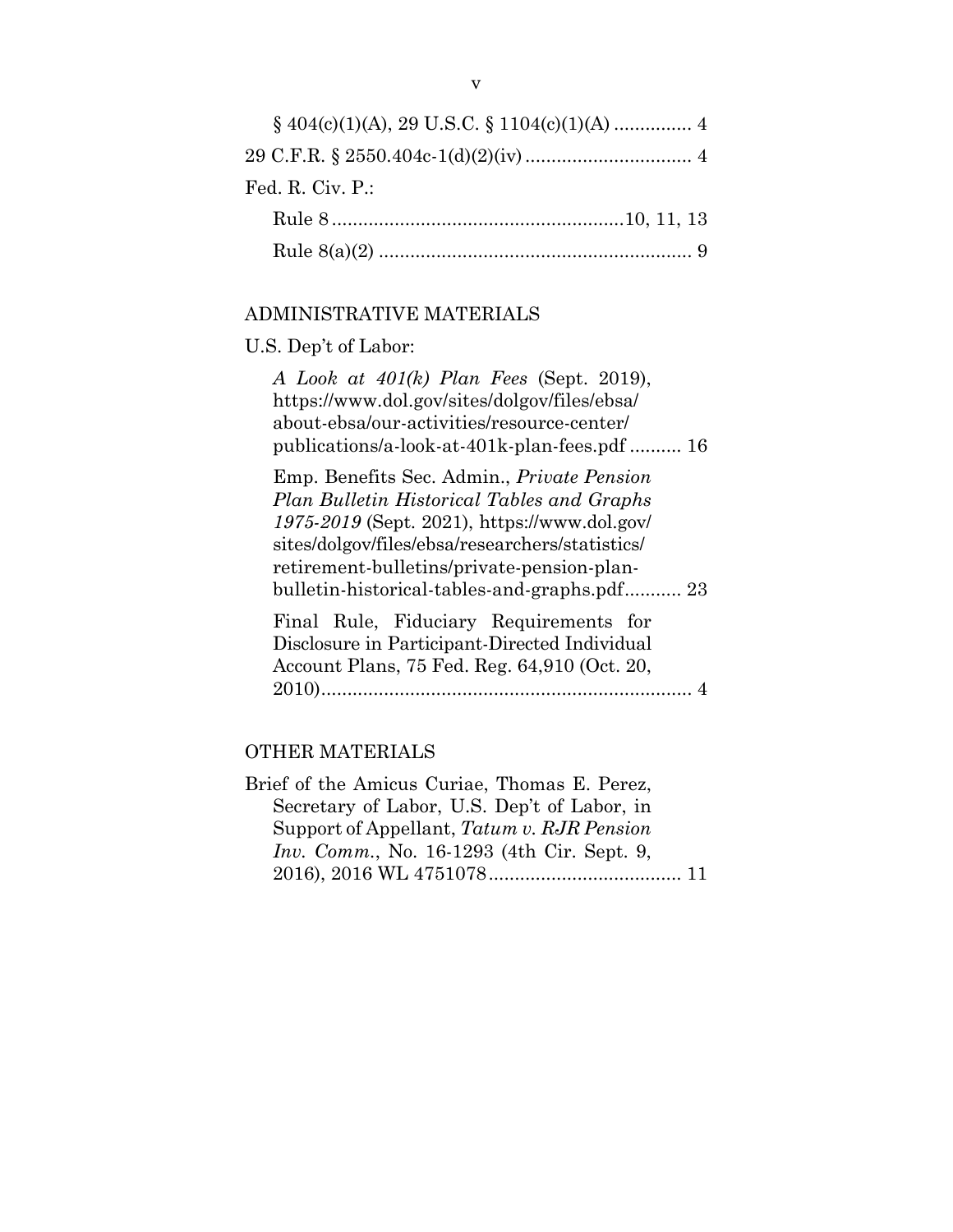§ 404(c)(1)(A), 29 U.S.C. § 1104(c)(1)(A) ............... 4

29 C.F.R. § 2550.404c-1(d)(2)(iv) ................................ 4

Fed. R. Civ. P.:

Rule 8 ........................................................10, 11, 13

Rule 8(a)(2) ............................................................ 9

## ADMINISTRATIVE MATERIALS

U.S. Dep't of Labor:

*A Look at 401(k) Plan Fees* (Sept. 2019), https://www.dol.gov/sites/dolgov/files/ebsa/about-ebsa/our-activities/resource-center/publications/a-look-at-401k-plan-fees.pdf .......... 16

Emp. Benefits Sec. Admin., *Private Pension Plan Bulletin Historical Tables and Graphs 1975-2019* (Sept. 2021), https://www.dol.gov/sites/dolgov/files/ebsa/researchers/statistics/retirement-bulletins/private-pension-plan-bulletin-historical-tables-and-graphs.pdf........... 23

Final Rule, Fiduciary Requirements for Disclosure in Participant-Directed Individual Account Plans, 75 Fed. Reg. 64,910 (Oct. 20, 2010)........................................................................ 4

## OTHER MATERIALS

Brief of the Amicus Curiae, Thomas E. Perez, Secretary of Labor, U.S. Dep't of Labor, in Support of Appellant, *Tatum v. RJR Pension Inv. Comm.*, No. 16-1293 (4th Cir. Sept. 9, 2016), 2016 WL 4751078..................................... 11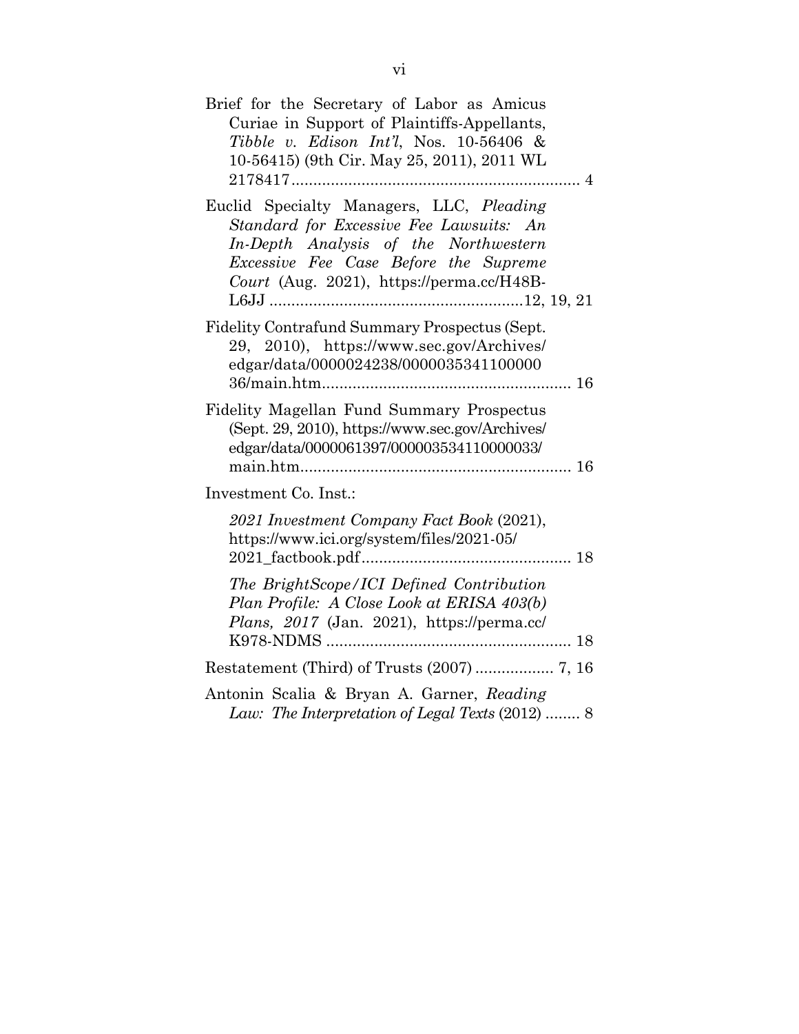Brief for the Secretary of Labor as Amicus Curiae in Support of Plaintiffs-Appellants, *Tibble v. Edison Int'l*, Nos. 10-56406 & 10-56415) (9th Cir. May 25, 2011), 2011 WL 2178417 .................................................................. 4

Euclid Specialty Managers, LLC, *Pleading Standard for Excessive Fee Lawsuits: An In-Depth Analysis of the Northwestern Excessive Fee Case Before the Supreme Court* (Aug. 2021), https://perma.cc/H48B-L6JJ ..........................................................12, 19, 21

Fidelity Contrafund Summary Prospectus (Sept. 29, 2010), https://www.sec.gov/Archives/edgar/data/0000024238/000003534110000036/main.htm......................................................... 16

Fidelity Magellan Fund Summary Prospectus (Sept. 29, 2010), https://www.sec.gov/Archives/edgar/data/0000061397/000003534110000033/main.htm............................................................. 16

Investment Co. Inst.:

- *2021 Investment Company Fact Book* (2021), https://www.ici.org/system/files/2021-05/2021_factbook.pdf ................................................ 18
- *The BrightScope/ICI Defined Contribution Plan Profile: A Close Look at ERISA 403(b) Plans, 2017* (Jan. 2021), https://perma.cc/K978-NDMS ........................................................ 18

Restatement (Third) of Trusts (2007) .................. 7, 16

Antonin Scalia & Bryan A. Garner, *Reading Law: The Interpretation of Legal Texts* (2012) ........ 8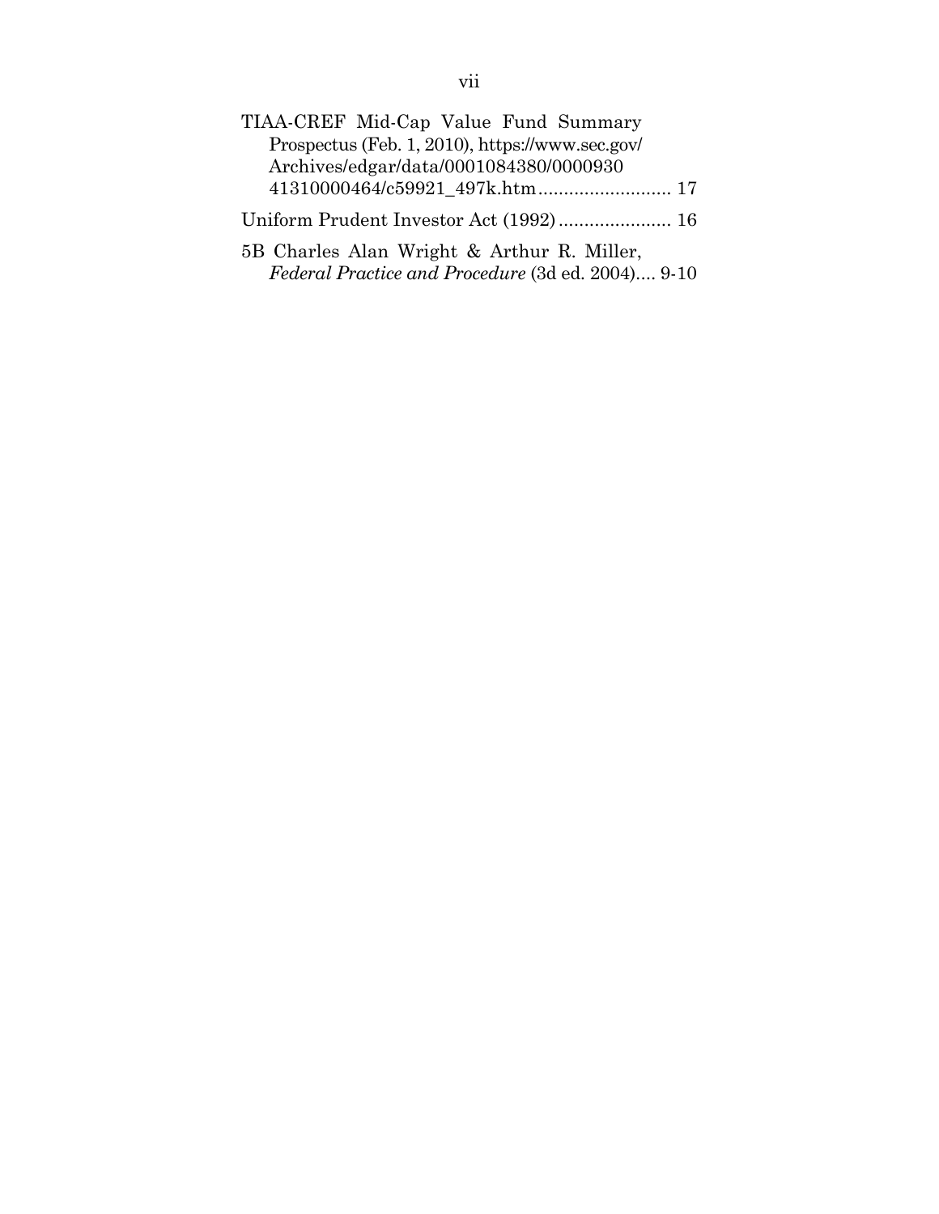TIAA-CREF Mid-Cap Value Fund Summary Prospectus (Feb. 1, 2010), https://www.sec.gov/Archives/edgar/data/0001084380/000093041310000464/c59921_497k.htm .......................... 17

Uniform Prudent Investor Act (1992) ...................... 16

5B Charles Alan Wright & Arthur R. Miller, *Federal Practice and Procedure* (3d ed. 2004).... 9-10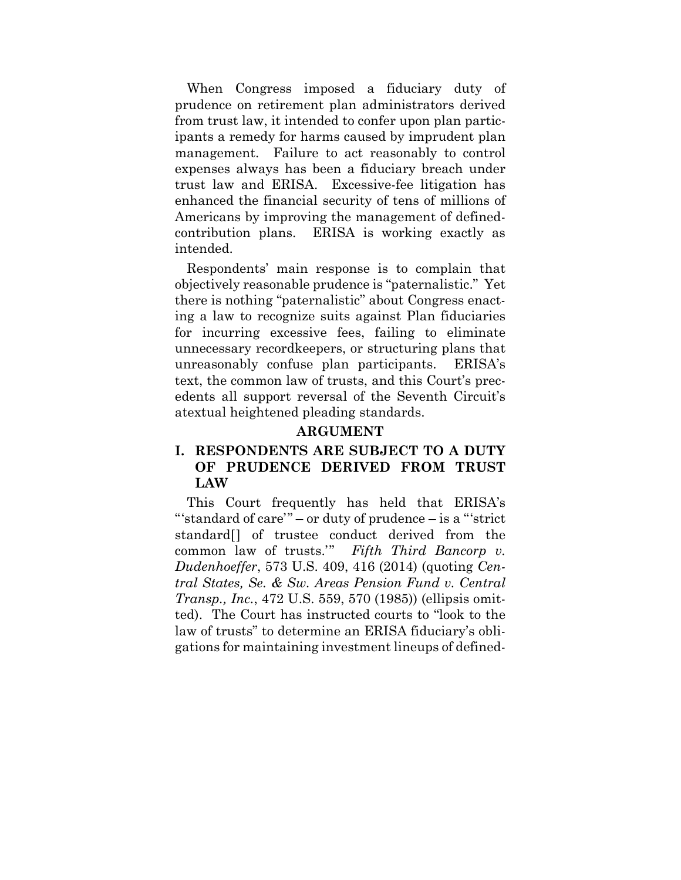When Congress imposed a fiduciary duty of prudence on retirement plan administrators derived from trust law, it intended to confer upon plan participants a remedy for harms caused by imprudent plan management. Failure to act reasonably to control expenses always has been a fiduciary breach under trust law and ERISA. Excessive-fee litigation has enhanced the financial security of tens of millions of Americans by improving the management of defined-contribution plans. ERISA is working exactly as intended.

Respondents' main response is to complain that objectively reasonable prudence is "paternalistic." Yet there is nothing "paternalistic" about Congress enacting a law to recognize suits against Plan fiduciaries for incurring excessive fees, failing to eliminate unnecessary recordkeepers, or structuring plans that unreasonably confuse plan participants. ERISA's text, the common law of trusts, and this Court's precedents all support reversal of the Seventh Circuit's atextual heightened pleading standards.

## ARGUMENT

### I. RESPONDENTS ARE SUBJECT TO A DUTY OF PRUDENCE DERIVED FROM TRUST LAW

This Court frequently has held that ERISA's "'standard of care'" – or duty of prudence – is a "'strict standard[] of trustee conduct derived from the common law of trusts.'" *Fifth Third Bancorp v. Dudenhoeffer*, 573 U.S. 409, 416 (2014) (quoting *Central States, Se. & Sw. Areas Pension Fund v. Central Transp., Inc.*, 472 U.S. 559, 570 (1985)) (ellipsis omitted). The Court has instructed courts to "look to the law of trusts" to determine an ERISA fiduciary's obligations for maintaining investment lineups of defined-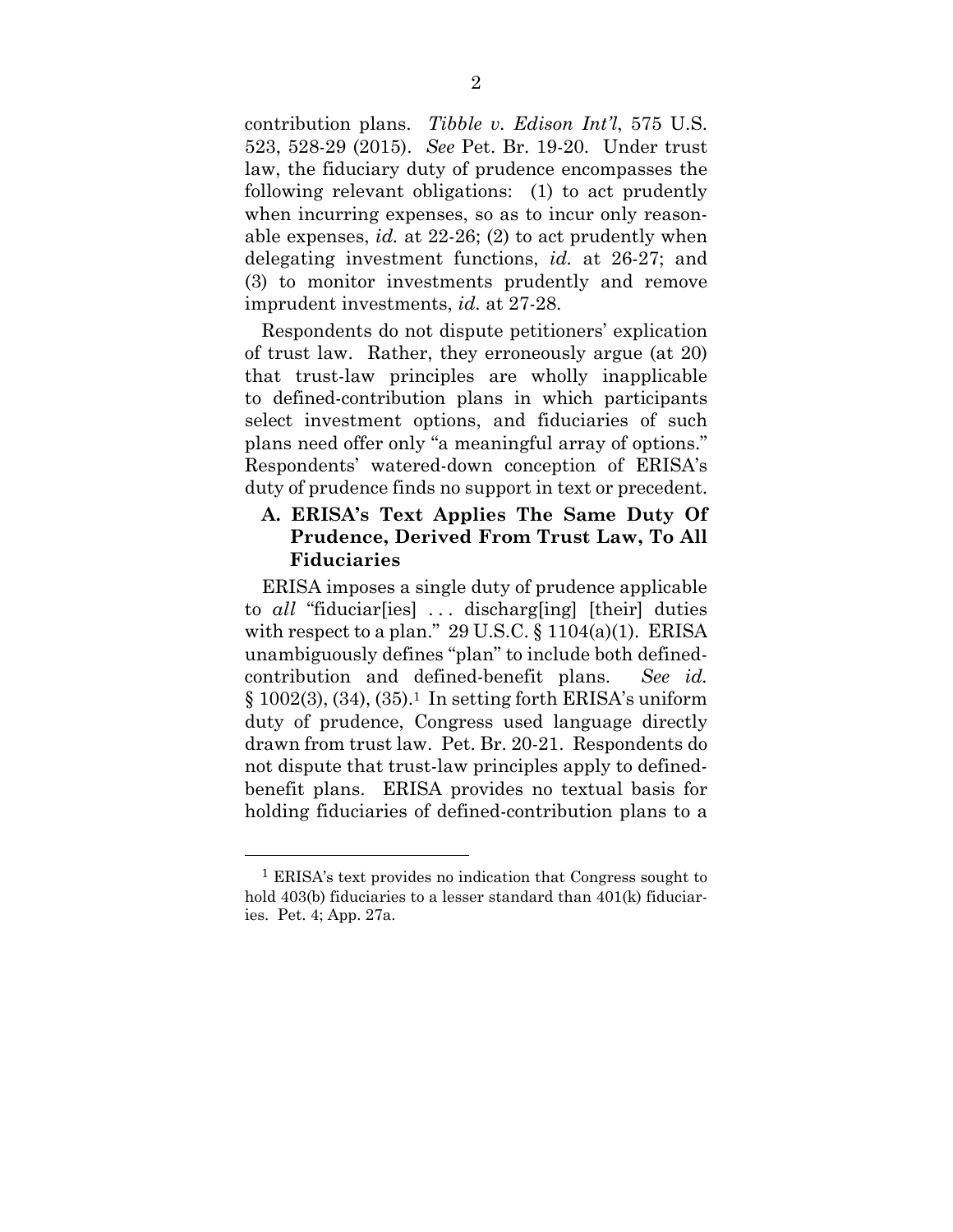contribution plans. *Tibble v. Edison Int'l*, 575 U.S. 523, 528-29 (2015). *See* Pet. Br. 19-20. Under trust law, the fiduciary duty of prudence encompasses the following relevant obligations: (1) to act prudently when incurring expenses, so as to incur only reasonable expenses, *id.* at 22-26; (2) to act prudently when delegating investment functions, *id.* at 26-27; and (3) to monitor investments prudently and remove imprudent investments, *id.* at 27-28.

Respondents do not dispute petitioners' explication of trust law. Rather, they erroneously argue (at 20) that trust-law principles are wholly inapplicable to defined-contribution plans in which participants select investment options, and fiduciaries of such plans need offer only "a meaningful array of options." Respondents' watered-down conception of ERISA's duty of prudence finds no support in text or precedent.

### A. ERISA's Text Applies The Same Duty Of Prudence, Derived From Trust Law, To All Fiduciaries

ERISA imposes a single duty of prudence applicable to *all* "fiduciar[ies] . . . discharg[ing] [their] duties with respect to a plan." 29 U.S.C. § 1104(a)(1). ERISA unambiguously defines "plan" to include both defined-contribution and defined-benefit plans. *See id.* § 1002(3), (34), (35).[1] In setting forth ERISA's uniform duty of prudence, Congress used language directly drawn from trust law. Pet. Br. 20-21. Respondents do not dispute that trust-law principles apply to defined-benefit plans. ERISA provides no textual basis for holding fiduciaries of defined-contribution plans to a

---

[1] ERISA's text provides no indication that Congress sought to hold 403(b) fiduciaries to a lesser standard than 401(k) fiduciaries. Pet. 4; App. 27a.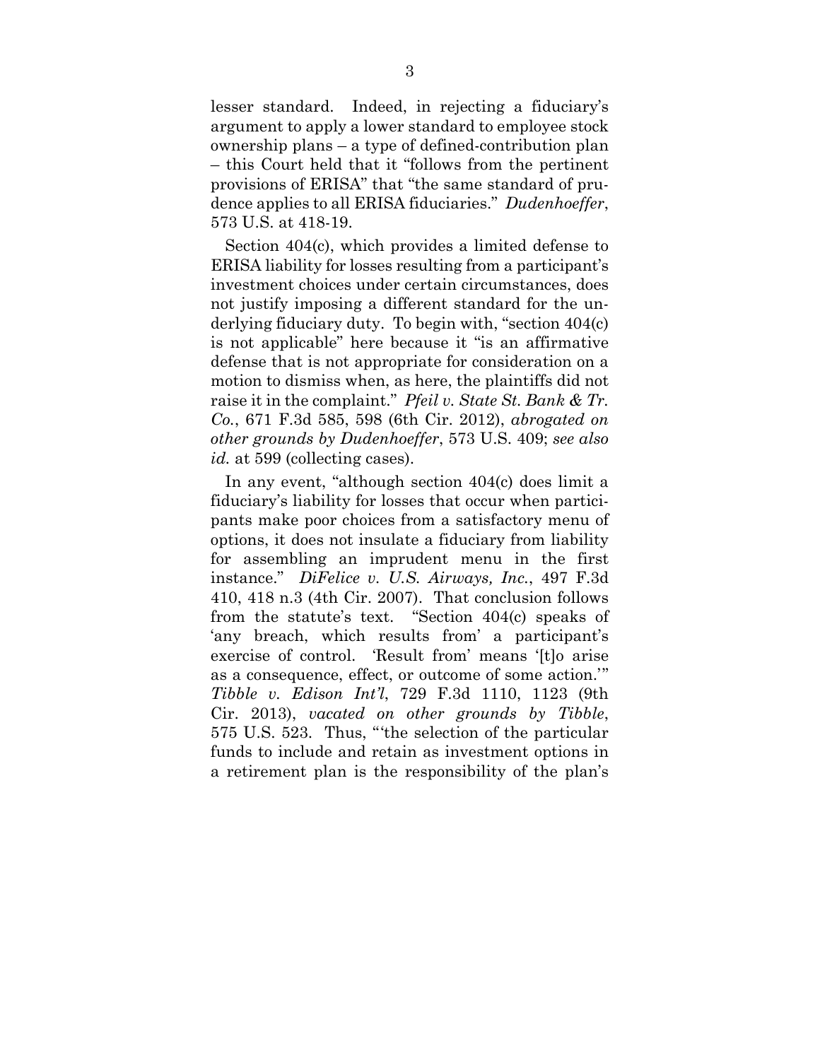lesser standard. Indeed, in rejecting a fiduciary's argument to apply a lower standard to employee stock ownership plans – a type of defined-contribution plan – this Court held that it "follows from the pertinent provisions of ERISA" that "the same standard of prudence applies to all ERISA fiduciaries." *Dudenhoeffer*, 573 U.S. at 418-19.

Section 404(c), which provides a limited defense to ERISA liability for losses resulting from a participant's investment choices under certain circumstances, does not justify imposing a different standard for the underlying fiduciary duty. To begin with, "section 404(c) is not applicable" here because it "is an affirmative defense that is not appropriate for consideration on a motion to dismiss when, as here, the plaintiffs did not raise it in the complaint." *Pfeil v. State St. Bank & Tr. Co.*, 671 F.3d 585, 598 (6th Cir. 2012), *abrogated on other grounds by Dudenhoeffer*, 573 U.S. 409; *see also id.* at 599 (collecting cases).

In any event, "although section 404(c) does limit a fiduciary's liability for losses that occur when participants make poor choices from a satisfactory menu of options, it does not insulate a fiduciary from liability for assembling an imprudent menu in the first instance." *DiFelice v. U.S. Airways, Inc.*, 497 F.3d 410, 418 n.3 (4th Cir. 2007). That conclusion follows from the statute's text. "Section 404(c) speaks of 'any breach, which results from' a participant's exercise of control. 'Result from' means '[t]o arise as a consequence, effect, or outcome of some action.'" *Tibble v. Edison Int'l*, 729 F.3d 1110, 1123 (9th Cir. 2013), *vacated on other grounds by Tibble*, 575 U.S. 523. Thus, "'the selection of the particular funds to include and retain as investment options in a retirement plan is the responsibility of the plan's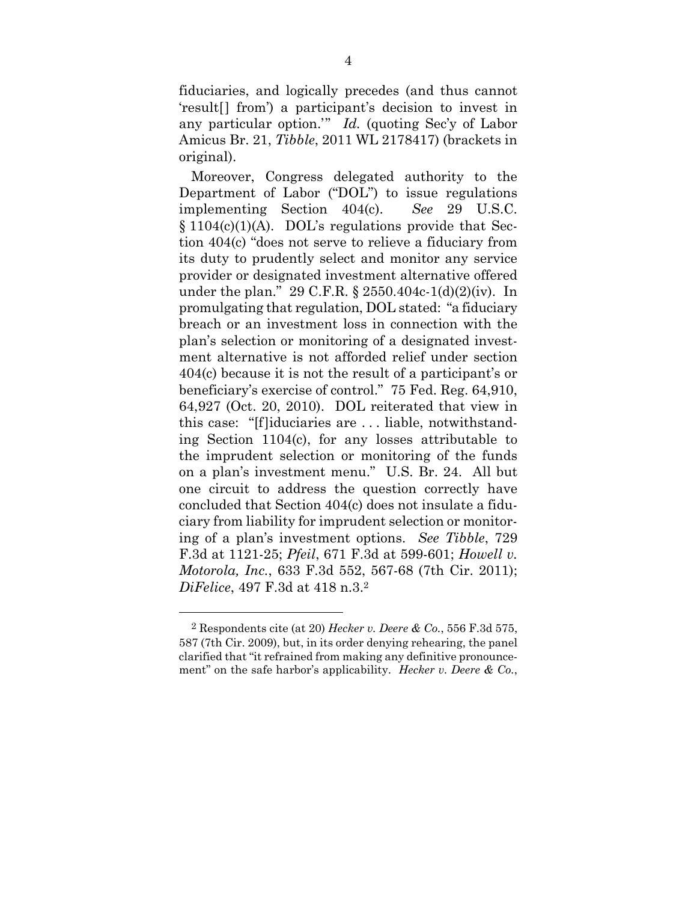fiduciaries, and logically precedes (and thus cannot 'result[] from') a participant's decision to invest in any particular option.'" *Id.* (quoting Sec'y of Labor Amicus Br. 21, *Tibble*, 2011 WL 2178417) (brackets in original).

Moreover, Congress delegated authority to the Department of Labor ("DOL") to issue regulations implementing Section 404(c). *See* 29 U.S.C. § 1104(c)(1)(A). DOL's regulations provide that Section 404(c) "does not serve to relieve a fiduciary from its duty to prudently select and monitor any service provider or designated investment alternative offered under the plan." 29 C.F.R. § 2550.404c-1(d)(2)(iv). In promulgating that regulation, DOL stated: "a fiduciary breach or an investment loss in connection with the plan's selection or monitoring of a designated investment alternative is not afforded relief under section 404(c) because it is not the result of a participant's or beneficiary's exercise of control." 75 Fed. Reg. 64,910, 64,927 (Oct. 20, 2010). DOL reiterated that view in this case: "[f]iduciaries are . . . liable, notwithstanding Section 1104(c), for any losses attributable to the imprudent selection or monitoring of the funds on a plan's investment menu." U.S. Br. 24. All but one circuit to address the question correctly have concluded that Section 404(c) does not insulate a fiduciary from liability for imprudent selection or monitoring of a plan's investment options. *See Tibble*, 729 F.3d at 1121-25; *Pfeil*, 671 F.3d at 599-601; *Howell v. Motorola, Inc.*, 633 F.3d 552, 567-68 (7th Cir. 2011); *DiFelice*, 497 F.3d at 418 n.3.[2]

---

[2] Respondents cite (at 20) *Hecker v. Deere & Co.*, 556 F.3d 575, 587 (7th Cir. 2009), but, in its order denying rehearing, the panel clarified that "it refrained from making any definitive pronouncement" on the safe harbor's applicability. *Hecker v. Deere & Co.*,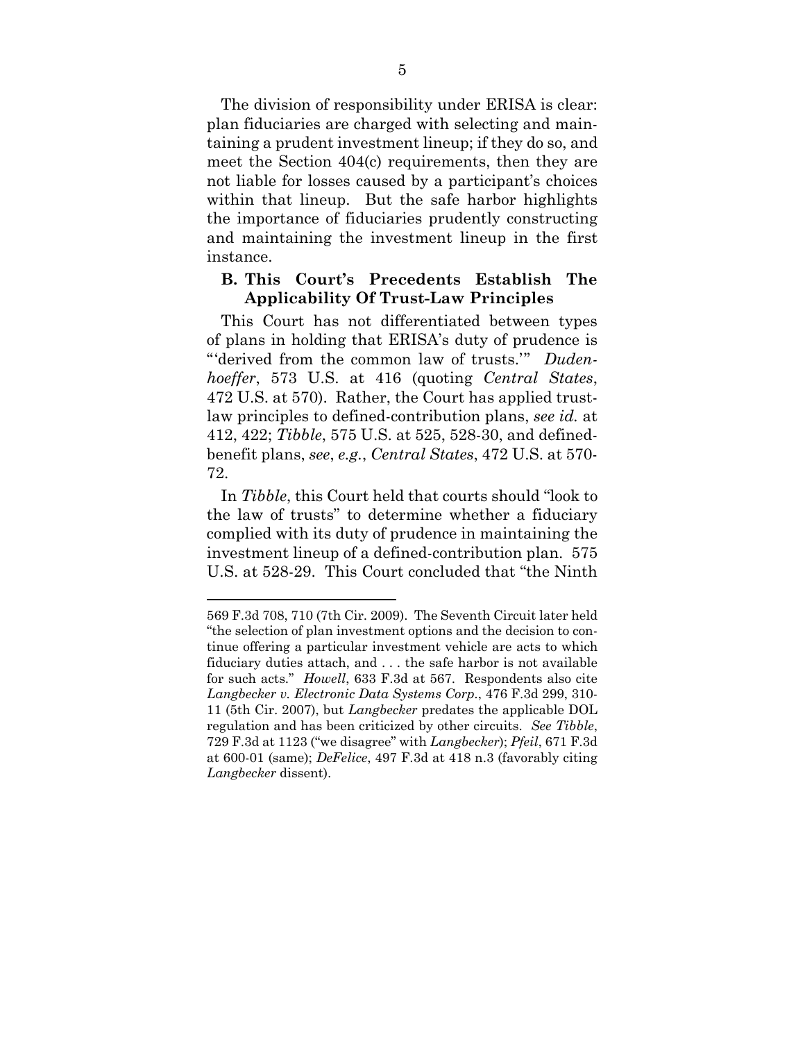The division of responsibility under ERISA is clear: plan fiduciaries are charged with selecting and maintaining a prudent investment lineup; if they do so, and meet the Section 404(c) requirements, then they are not liable for losses caused by a participant's choices within that lineup. But the safe harbor highlights the importance of fiduciaries prudently constructing and maintaining the investment lineup in the first instance.

### B. This Court's Precedents Establish The Applicability Of Trust-Law Principles

This Court has not differentiated between types of plans in holding that ERISA's duty of prudence is "'derived from the common law of trusts.'" *Dudenhoeffer*, 573 U.S. at 416 (quoting *Central States*, 472 U.S. at 570). Rather, the Court has applied trust-law principles to defined-contribution plans, *see id.* at 412, 422; *Tibble*, 575 U.S. at 525, 528-30, and defined-benefit plans, *see*, *e.g.*, *Central States*, 472 U.S. at 570-72.

In *Tibble*, this Court held that courts should "look to the law of trusts" to determine whether a fiduciary complied with its duty of prudence in maintaining the investment lineup of a defined-contribution plan. 575 U.S. at 528-29. This Court concluded that "the Ninth

---

569 F.3d 708, 710 (7th Cir. 2009). The Seventh Circuit later held "the selection of plan investment options and the decision to continue offering a particular investment vehicle are acts to which fiduciary duties attach, and . . . the safe harbor is not available for such acts." *Howell*, 633 F.3d at 567. Respondents also cite *Langbecker v. Electronic Data Systems Corp.*, 476 F.3d 299, 310-11 (5th Cir. 2007), but *Langbecker* predates the applicable DOL regulation and has been criticized by other circuits. *See Tibble*, 729 F.3d at 1123 ("we disagree" with *Langbecker*); *Pfeil*, 671 F.3d at 600-01 (same); *DeFelice*, 497 F.3d at 418 n.3 (favorably citing *Langbecker* dissent).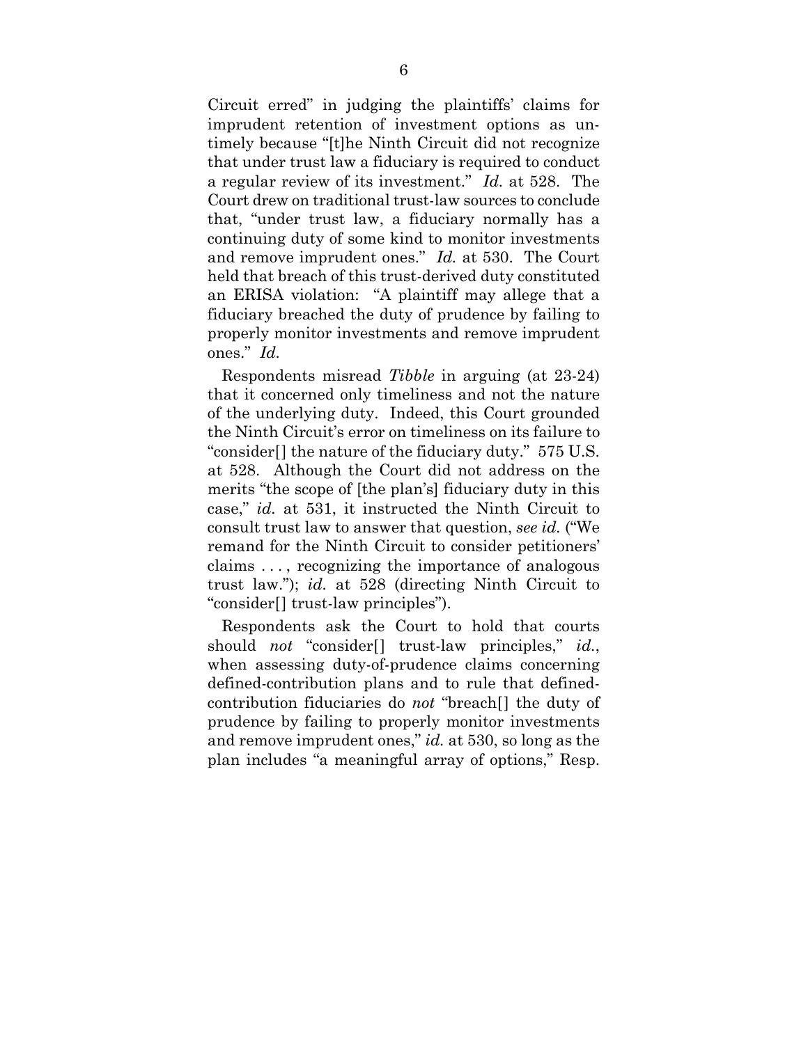Circuit erred" in judging the plaintiffs' claims for imprudent retention of investment options as untimely because "[t]he Ninth Circuit did not recognize that under trust law a fiduciary is required to conduct a regular review of its investment." *Id.* at 528. The Court drew on traditional trust-law sources to conclude that, "under trust law, a fiduciary normally has a continuing duty of some kind to monitor investments and remove imprudent ones." *Id.* at 530. The Court held that breach of this trust-derived duty constituted an ERISA violation: "A plaintiff may allege that a fiduciary breached the duty of prudence by failing to properly monitor investments and remove imprudent ones." *Id.*

Respondents misread *Tibble* in arguing (at 23-24) that it concerned only timeliness and not the nature of the underlying duty. Indeed, this Court grounded the Ninth Circuit's error on timeliness on its failure to "consider[] the nature of the fiduciary duty." 575 U.S. at 528. Although the Court did not address on the merits "the scope of [the plan's] fiduciary duty in this case," *id.* at 531, it instructed the Ninth Circuit to consult trust law to answer that question, *see id.* ("We remand for the Ninth Circuit to consider petitioners' claims . . . , recognizing the importance of analogous trust law."); *id.* at 528 (directing Ninth Circuit to "consider[] trust-law principles").

Respondents ask the Court to hold that courts should *not* "consider[] trust-law principles," *id.*, when assessing duty-of-prudence claims concerning defined-contribution plans and to rule that defined-contribution fiduciaries do *not* "breach[] the duty of prudence by failing to properly monitor investments and remove imprudent ones," *id.* at 530, so long as the plan includes "a meaningful array of options," Resp.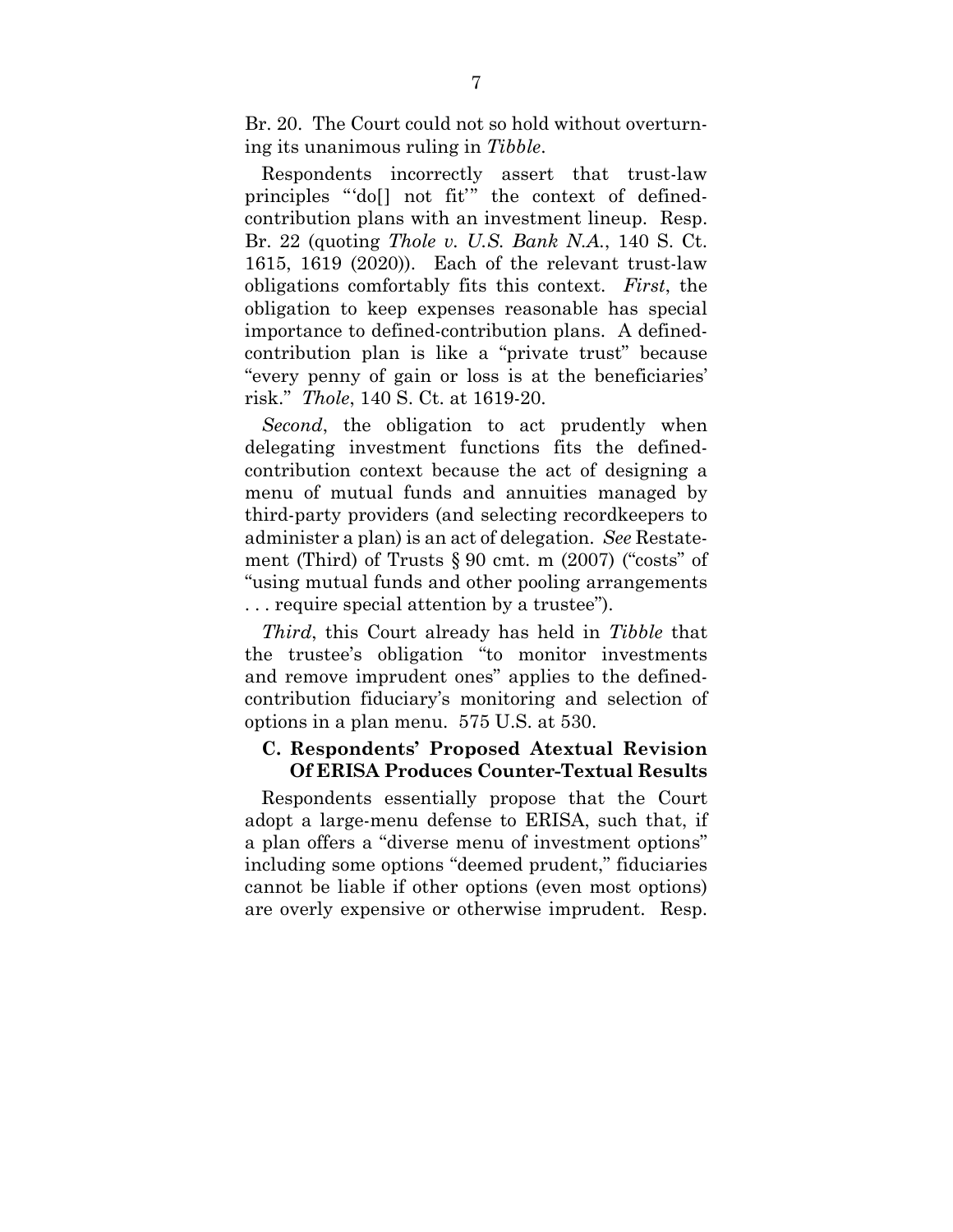Br. 20. The Court could not so hold without overturning its unanimous ruling in *Tibble*.

Respondents incorrectly assert that trust-law principles "'do[] not fit'" the context of defined-contribution plans with an investment lineup. Resp. Br. 22 (quoting *Thole v. U.S. Bank N.A.*, 140 S. Ct. 1615, 1619 (2020)). Each of the relevant trust-law obligations comfortably fits this context. *First*, the obligation to keep expenses reasonable has special importance to defined-contribution plans. A defined-contribution plan is like a "private trust" because "every penny of gain or loss is at the beneficiaries' risk." *Thole*, 140 S. Ct. at 1619-20.

*Second*, the obligation to act prudently when delegating investment functions fits the defined-contribution context because the act of designing a menu of mutual funds and annuities managed by third-party providers (and selecting recordkeepers to administer a plan) is an act of delegation. *See* Restatement (Third) of Trusts § 90 cmt. m (2007) ("costs" of "using mutual funds and other pooling arrangements . . . require special attention by a trustee").

*Third*, this Court already has held in *Tibble* that the trustee's obligation "to monitor investments and remove imprudent ones" applies to the defined-contribution fiduciary's monitoring and selection of options in a plan menu. 575 U.S. at 530.

### C. Respondents' Proposed Atextual Revision Of ERISA Produces Counter-Textual Results

Respondents essentially propose that the Court adopt a large-menu defense to ERISA, such that, if a plan offers a "diverse menu of investment options" including some options "deemed prudent," fiduciaries cannot be liable if other options (even most options) are overly expensive or otherwise imprudent. Resp.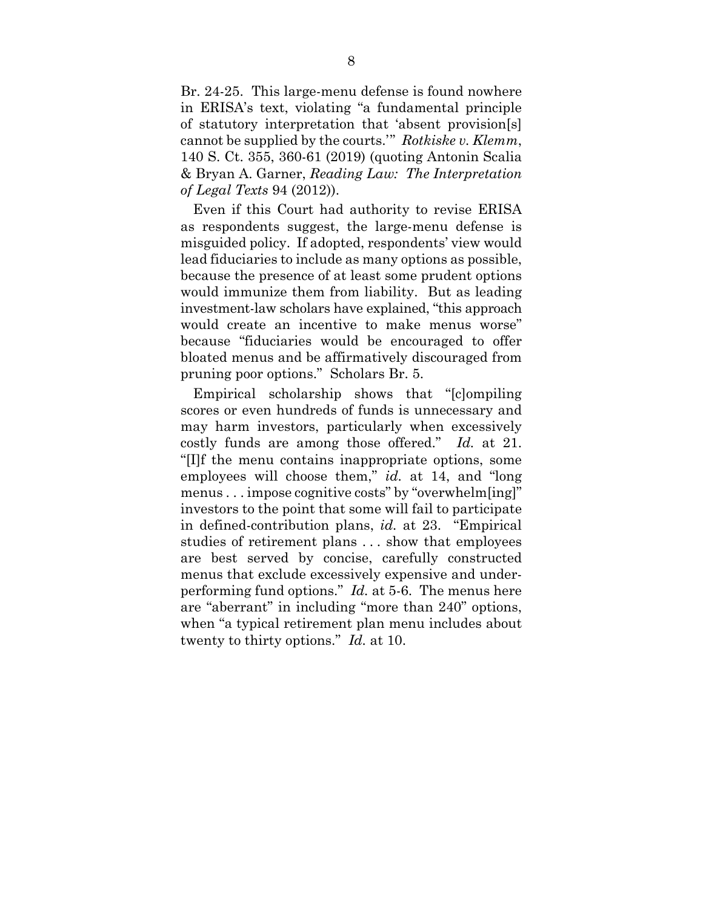Br. 24-25. This large-menu defense is found nowhere in ERISA's text, violating "a fundamental principle of statutory interpretation that 'absent provision[s] cannot be supplied by the courts.'" *Rotkiske v. Klemm*, 140 S. Ct. 355, 360-61 (2019) (quoting Antonin Scalia & Bryan A. Garner, *Reading Law: The Interpretation of Legal Texts* 94 (2012)).

Even if this Court had authority to revise ERISA as respondents suggest, the large-menu defense is misguided policy. If adopted, respondents' view would lead fiduciaries to include as many options as possible, because the presence of at least some prudent options would immunize them from liability. But as leading investment-law scholars have explained, "this approach would create an incentive to make menus worse" because "fiduciaries would be encouraged to offer bloated menus and be affirmatively discouraged from pruning poor options." Scholars Br. 5.

Empirical scholarship shows that "[c]ompiling scores or even hundreds of funds is unnecessary and may harm investors, particularly when excessively costly funds are among those offered." *Id.* at 21. "[I]f the menu contains inappropriate options, some employees will choose them," *id.* at 14, and "long menus . . . impose cognitive costs" by "overwhelm[ing]" investors to the point that some will fail to participate in defined-contribution plans, *id.* at 23. "Empirical studies of retirement plans . . . show that employees are best served by concise, carefully constructed menus that exclude excessively expensive and under-performing fund options." *Id.* at 5-6. The menus here are "aberrant" in including "more than 240" options, when "a typical retirement plan menu includes about twenty to thirty options." *Id.* at 10.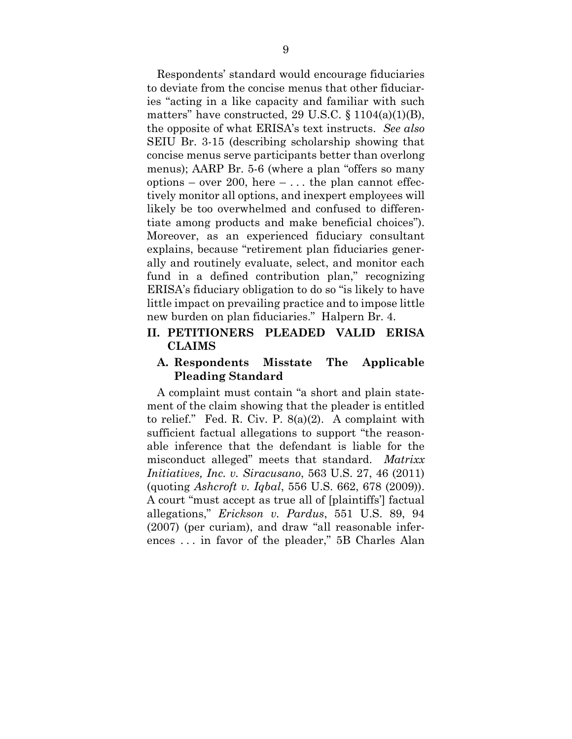Respondents' standard would encourage fiduciaries to deviate from the concise menus that other fiduciaries "acting in a like capacity and familiar with such matters" have constructed, 29 U.S.C. § 1104(a)(1)(B), the opposite of what ERISA's text instructs. *See also* SEIU Br. 3-15 (describing scholarship showing that concise menus serve participants better than overlong menus); AARP Br. 5-6 (where a plan "offers so many options – over 200, here – . . . the plan cannot effectively monitor all options, and inexpert employees will likely be too overwhelmed and confused to differentiate among products and make beneficial choices"). Moreover, as an experienced fiduciary consultant explains, because "retirement plan fiduciaries generally and routinely evaluate, select, and monitor each fund in a defined contribution plan," recognizing ERISA's fiduciary obligation to do so "is likely to have little impact on prevailing practice and to impose little new burden on plan fiduciaries." Halpern Br. 4.

## II. PETITIONERS PLEADED VALID ERISA CLAIMS

### A. Respondents Misstate The Applicable Pleading Standard

A complaint must contain "a short and plain statement of the claim showing that the pleader is entitled to relief." Fed. R. Civ. P. 8(a)(2). A complaint with sufficient factual allegations to support "the reasonable inference that the defendant is liable for the misconduct alleged" meets that standard. *Matrixx Initiatives, Inc. v. Siracusano*, 563 U.S. 27, 46 (2011) (quoting *Ashcroft v. Iqbal*, 556 U.S. 662, 678 (2009)). A court "must accept as true all of [plaintiffs'] factual allegations," *Erickson v. Pardus*, 551 U.S. 89, 94 (2007) (per curiam), and draw "all reasonable inferences . . . in favor of the pleader," 5B Charles Alan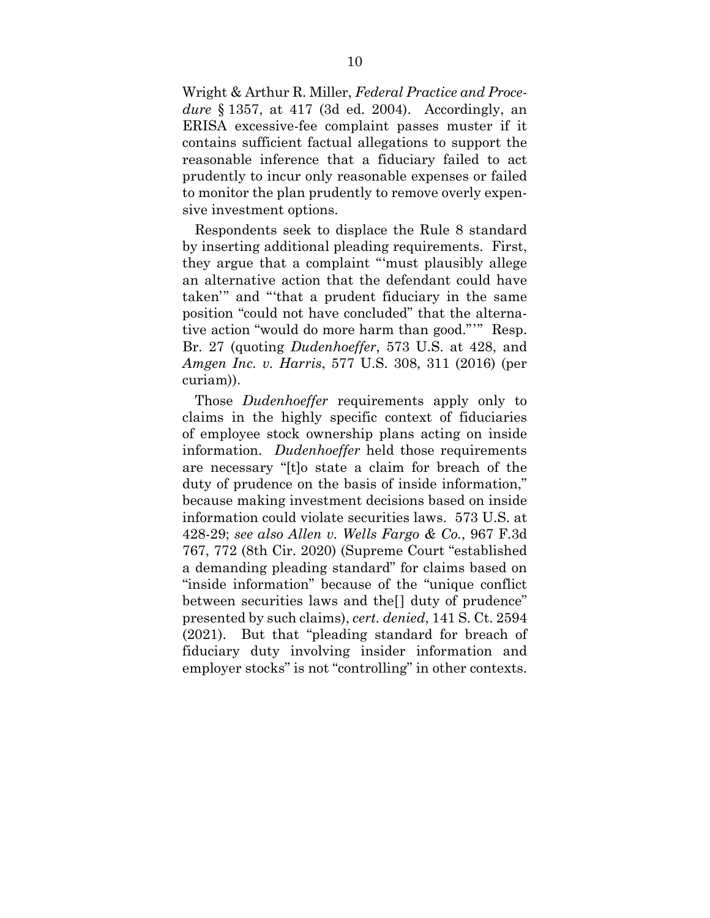Wright & Arthur R. Miller, *Federal Practice and Procedure* § 1357, at 417 (3d ed. 2004). Accordingly, an ERISA excessive-fee complaint passes muster if it contains sufficient factual allegations to support the reasonable inference that a fiduciary failed to act prudently to incur only reasonable expenses or failed to monitor the plan prudently to remove overly expensive investment options.

Respondents seek to displace the Rule 8 standard by inserting additional pleading requirements. First, they argue that a complaint "'must plausibly allege an alternative action that the defendant could have taken'" and "'that a prudent fiduciary in the same position "could not have concluded" that the alternative action "would do more harm than good."'" Resp. Br. 27 (quoting *Dudenhoeffer*, 573 U.S. at 428, and *Amgen Inc. v. Harris*, 577 U.S. 308, 311 (2016) (per curiam)).

Those *Dudenhoeffer* requirements apply only to claims in the highly specific context of fiduciaries of employee stock ownership plans acting on inside information. *Dudenhoeffer* held those requirements are necessary "[t]o state a claim for breach of the duty of prudence on the basis of inside information," because making investment decisions based on inside information could violate securities laws. 573 U.S. at 428-29; *see also Allen v. Wells Fargo & Co.*, 967 F.3d 767, 772 (8th Cir. 2020) (Supreme Court "established a demanding pleading standard" for claims based on "inside information" because of the "unique conflict between securities laws and the[] duty of prudence" presented by such claims), *cert. denied*, 141 S. Ct. 2594 (2021). But that "pleading standard for breach of fiduciary duty involving insider information and employer stocks" is not "controlling" in other contexts.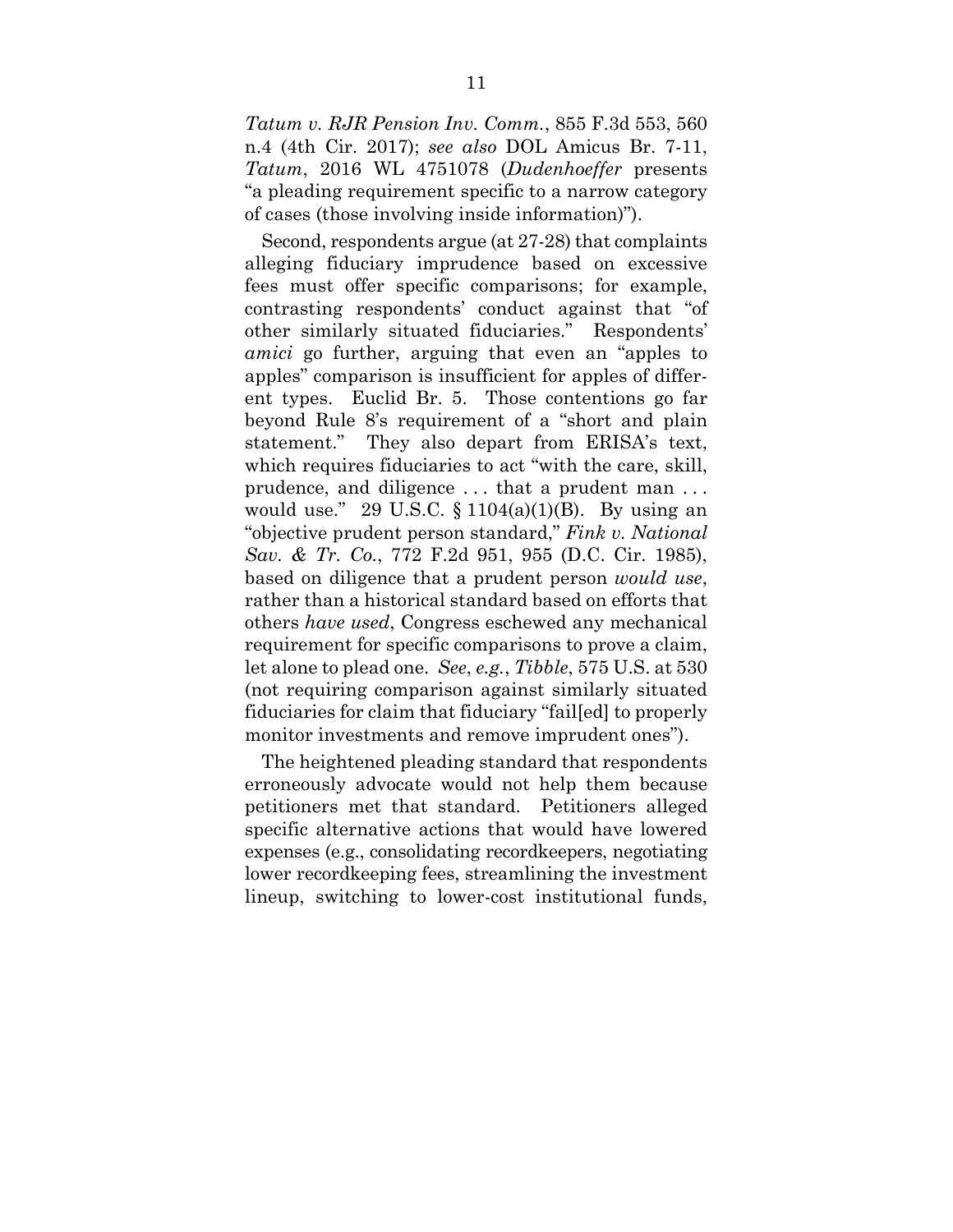*Tatum v. RJR Pension Inv. Comm.*, 855 F.3d 553, 560 n.4 (4th Cir. 2017); *see also* DOL Amicus Br. 7-11, *Tatum*, 2016 WL 4751078 (*Dudenhoeffer* presents "a pleading requirement specific to a narrow category of cases (those involving inside information)").

Second, respondents argue (at 27-28) that complaints alleging fiduciary imprudence based on excessive fees must offer specific comparisons; for example, contrasting respondents' conduct against that "of other similarly situated fiduciaries." Respondents' *amici* go further, arguing that even an "apples to apples" comparison is insufficient for apples of different types. Euclid Br. 5. Those contentions go far beyond Rule 8's requirement of a "short and plain statement." They also depart from ERISA's text, which requires fiduciaries to act "with the care, skill, prudence, and diligence . . . that a prudent man . . . would use." 29 U.S.C. § 1104(a)(1)(B). By using an "objective prudent person standard," *Fink v. National Sav. & Tr. Co.*, 772 F.2d 951, 955 (D.C. Cir. 1985), based on diligence that a prudent person *would use*, rather than a historical standard based on efforts that others *have used*, Congress eschewed any mechanical requirement for specific comparisons to prove a claim, let alone to plead one. *See*, *e.g.*, *Tibble*, 575 U.S. at 530 (not requiring comparison against similarly situated fiduciaries for claim that fiduciary "fail[ed] to properly monitor investments and remove imprudent ones").

The heightened pleading standard that respondents erroneously advocate would not help them because petitioners met that standard. Petitioners alleged specific alternative actions that would have lowered expenses (e.g., consolidating recordkeepers, negotiating lower recordkeeping fees, streamlining the investment lineup, switching to lower-cost institutional funds,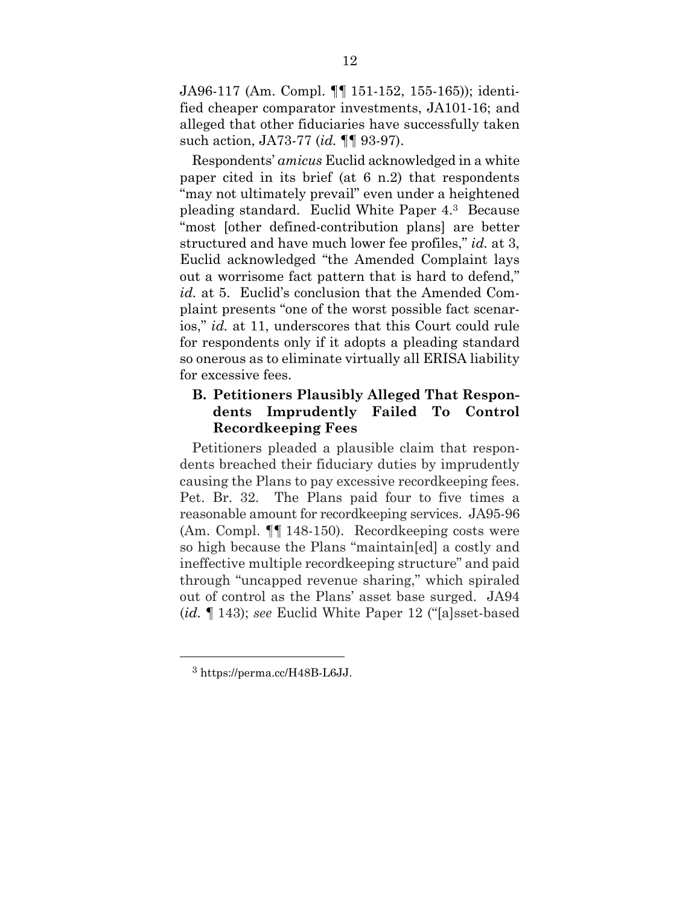JA96-117 (Am. Compl. ¶¶ 151-152, 155-165)); identified cheaper comparator investments, JA101-16; and alleged that other fiduciaries have successfully taken such action, JA73-77 (*id.* ¶¶ 93-97).

Respondents' *amicus* Euclid acknowledged in a white paper cited in its brief (at 6 n.2) that respondents "may not ultimately prevail" even under a heightened pleading standard. Euclid White Paper 4.[3] Because "most [other defined-contribution plans] are better structured and have much lower fee profiles," *id.* at 3, Euclid acknowledged "the Amended Complaint lays out a worrisome fact pattern that is hard to defend," *id.* at 5. Euclid's conclusion that the Amended Complaint presents "one of the worst possible fact scenarios," *id.* at 11, underscores that this Court could rule for respondents only if it adopts a pleading standard so onerous as to eliminate virtually all ERISA liability for excessive fees.

### B. Petitioners Plausibly Alleged That Respondents Imprudently Failed To Control Recordkeeping Fees

Petitioners pleaded a plausible claim that respondents breached their fiduciary duties by imprudently causing the Plans to pay excessive recordkeeping fees. Pet. Br. 32. The Plans paid four to five times a reasonable amount for recordkeeping services. JA95-96 (Am. Compl. ¶¶ 148-150). Recordkeeping costs were so high because the Plans "maintain[ed] a costly and ineffective multiple recordkeeping structure" and paid through "uncapped revenue sharing," which spiraled out of control as the Plans' asset base surged. JA94 (*id.* ¶ 143); *see* Euclid White Paper 12 ("[a]sset-based

---

[3] https://perma.cc/H48B-L6JJ.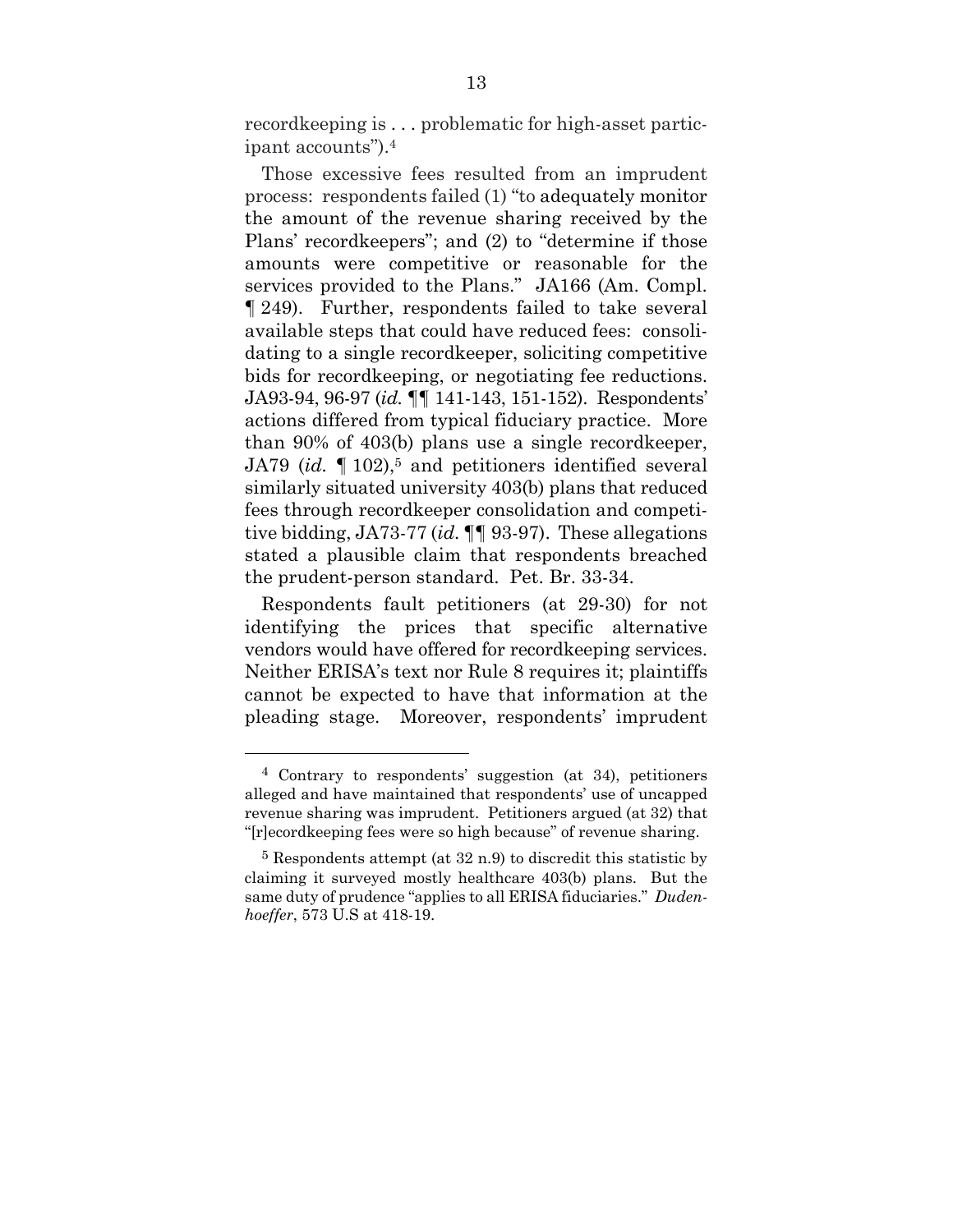recordkeeping is . . . problematic for high-asset participant accounts").[4]

Those excessive fees resulted from an imprudent process: respondents failed (1) "to adequately monitor the amount of the revenue sharing received by the Plans' recordkeepers"; and (2) to "determine if those amounts were competitive or reasonable for the services provided to the Plans." JA166 (Am. Compl. ¶ 249). Further, respondents failed to take several available steps that could have reduced fees: consolidating to a single recordkeeper, soliciting competitive bids for recordkeeping, or negotiating fee reductions. JA93-94, 96-97 (*id.* ¶¶ 141-143, 151-152). Respondents' actions differed from typical fiduciary practice. More than 90% of 403(b) plans use a single recordkeeper, JA79 (*id.* ¶ 102),[5] and petitioners identified several similarly situated university 403(b) plans that reduced fees through recordkeeper consolidation and competitive bidding, JA73-77 (*id.* ¶¶ 93-97). These allegations stated a plausible claim that respondents breached the prudent-person standard. Pet. Br. 33-34.

Respondents fault petitioners (at 29-30) for not identifying the prices that specific alternative vendors would have offered for recordkeeping services. Neither ERISA's text nor Rule 8 requires it; plaintiffs cannot be expected to have that information at the pleading stage. Moreover, respondents' imprudent

---

[4] Contrary to respondents' suggestion (at 34), petitioners alleged and have maintained that respondents' use of uncapped revenue sharing was imprudent. Petitioners argued (at 32) that "[r]ecordkeeping fees were so high because" of revenue sharing.

[5] Respondents attempt (at 32 n.9) to discredit this statistic by claiming it surveyed mostly healthcare 403(b) plans. But the same duty of prudence "applies to all ERISA fiduciaries." *Dudenhoeffer*, 573 U.S at 418-19.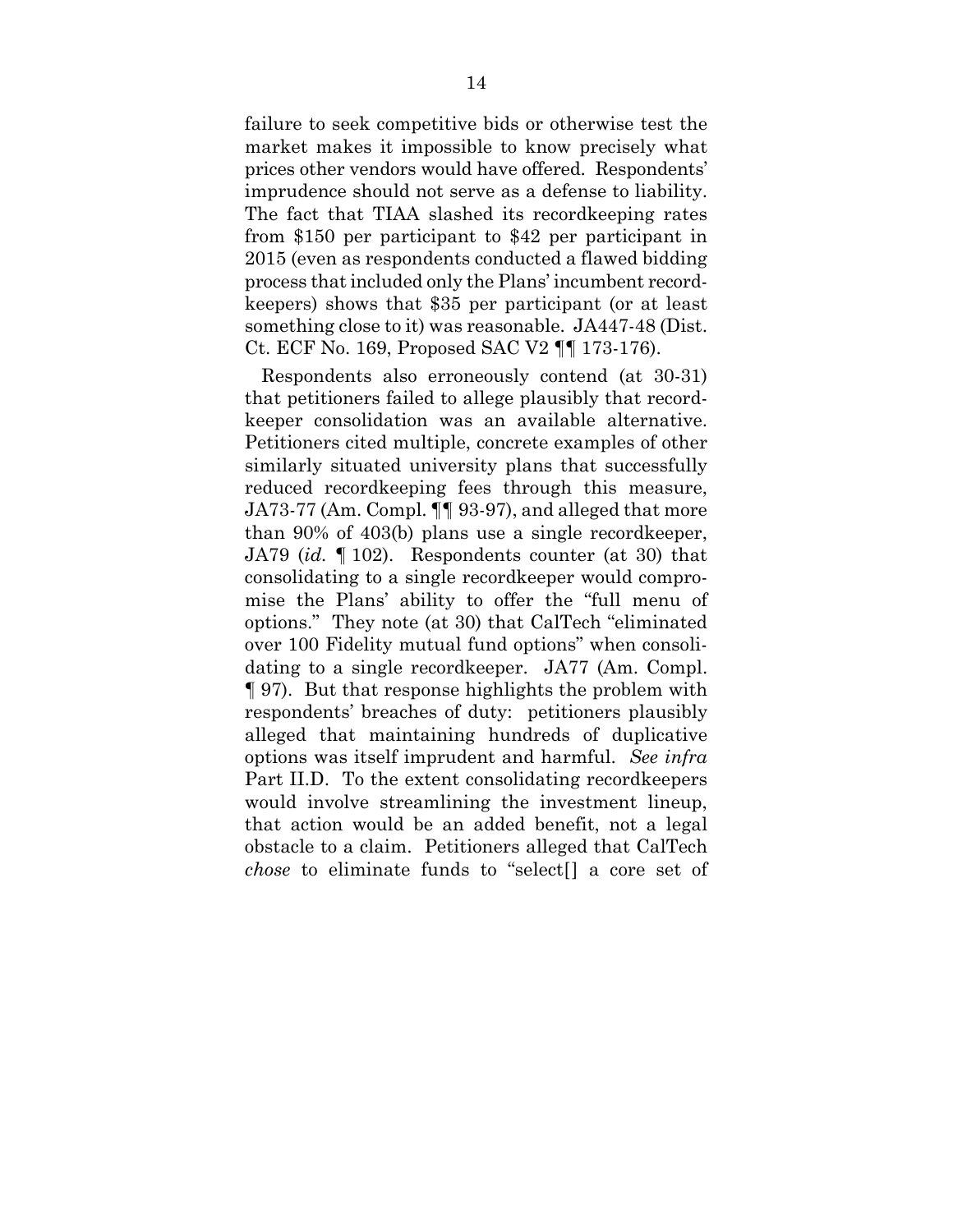failure to seek competitive bids or otherwise test the market makes it impossible to know precisely what prices other vendors would have offered. Respondents' imprudence should not serve as a defense to liability. The fact that TIAA slashed its recordkeeping rates from $150 per participant to $42 per participant in 2015 (even as respondents conducted a flawed bidding process that included only the Plans' incumbent recordkeepers) shows that $35 per participant (or at least something close to it) was reasonable. JA447-48 (Dist. Ct. ECF No. 169, Proposed SAC V2 ¶¶ 173-176).

Respondents also erroneously contend (at 30-31) that petitioners failed to allege plausibly that recordkeeper consolidation was an available alternative. Petitioners cited multiple, concrete examples of other similarly situated university plans that successfully reduced recordkeeping fees through this measure, JA73-77 (Am. Compl. ¶¶ 93-97), and alleged that more than 90% of 403(b) plans use a single recordkeeper, JA79 (*id.* ¶ 102). Respondents counter (at 30) that consolidating to a single recordkeeper would compromise the Plans' ability to offer the "full menu of options." They note (at 30) that CalTech "eliminated over 100 Fidelity mutual fund options" when consolidating to a single recordkeeper. JA77 (Am. Compl. ¶ 97). But that response highlights the problem with respondents' breaches of duty: petitioners plausibly alleged that maintaining hundreds of duplicative options was itself imprudent and harmful. *See infra* Part II.D. To the extent consolidating recordkeepers would involve streamlining the investment lineup, that action would be an added benefit, not a legal obstacle to a claim. Petitioners alleged that CalTech *chose* to eliminate funds to "select[] a core set of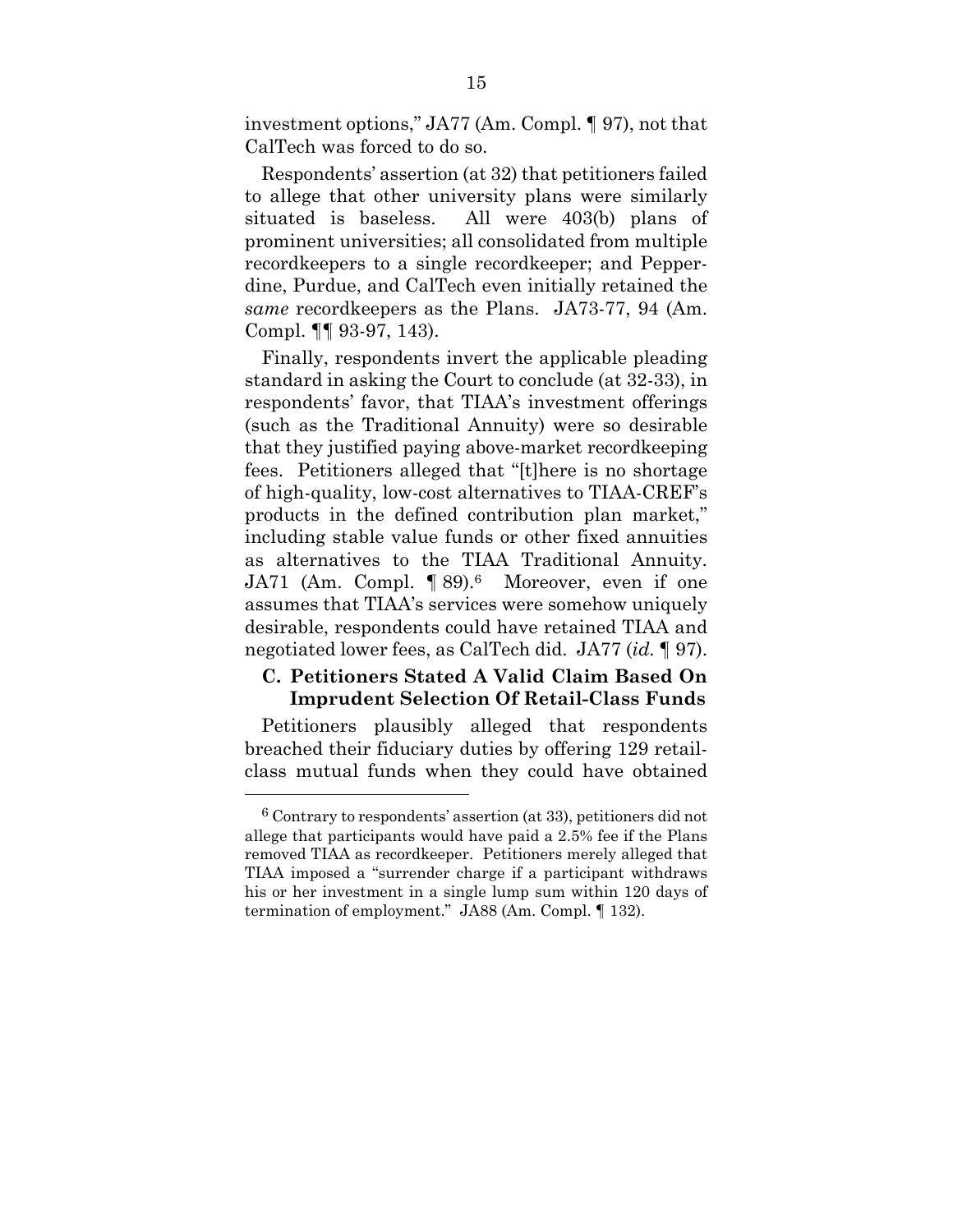investment options," JA77 (Am. Compl. ¶ 97), not that CalTech was forced to do so.

Respondents' assertion (at 32) that petitioners failed to allege that other university plans were similarly situated is baseless. All were 403(b) plans of prominent universities; all consolidated from multiple recordkeepers to a single recordkeeper; and Pepperdine, Purdue, and CalTech even initially retained the *same* recordkeepers as the Plans. JA73-77, 94 (Am. Compl. ¶¶ 93-97, 143).

Finally, respondents invert the applicable pleading standard in asking the Court to conclude (at 32-33), in respondents' favor, that TIAA's investment offerings (such as the Traditional Annuity) were so desirable that they justified paying above-market recordkeeping fees. Petitioners alleged that "[t]here is no shortage of high-quality, low-cost alternatives to TIAA-CREF's products in the defined contribution plan market," including stable value funds or other fixed annuities as alternatives to the TIAA Traditional Annuity. JA71 (Am. Compl. ¶ 89).[6] Moreover, even if one assumes that TIAA's services were somehow uniquely desirable, respondents could have retained TIAA and negotiated lower fees, as CalTech did. JA77 (*id.* ¶ 97).

### C. Petitioners Stated A Valid Claim Based On Imprudent Selection Of Retail-Class Funds

Petitioners plausibly alleged that respondents breached their fiduciary duties by offering 129 retail-class mutual funds when they could have obtained

---

[6] Contrary to respondents' assertion (at 33), petitioners did not allege that participants would have paid a 2.5% fee if the Plans removed TIAA as recordkeeper. Petitioners merely alleged that TIAA imposed a "surrender charge if a participant withdraws his or her investment in a single lump sum within 120 days of termination of employment." JA88 (Am. Compl. ¶ 132).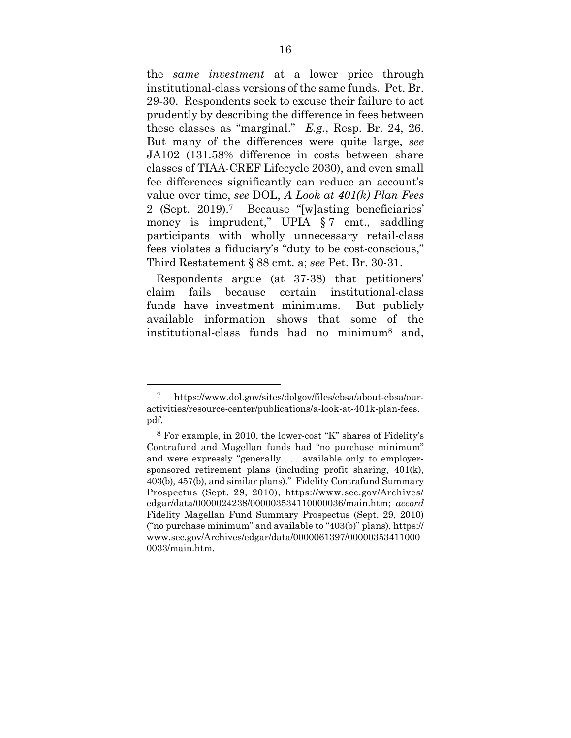the *same investment* at a lower price through institutional-class versions of the same funds. Pet. Br. 29-30. Respondents seek to excuse their failure to act prudently by describing the difference in fees between these classes as "marginal." *E.g.*, Resp. Br. 24, 26. But many of the differences were quite large, *see* JA102 (131.58% difference in costs between share classes of TIAA-CREF Lifecycle 2030), and even small fee differences significantly can reduce an account's value over time, *see* DOL, *A Look at 401(k) Plan Fees* 2 (Sept. 2019).[7] Because "[w]asting beneficiaries' money is imprudent," UPIA § 7 cmt., saddling participants with wholly unnecessary retail-class fees violates a fiduciary's "duty to be cost-conscious," Third Restatement § 88 cmt. a; *see* Pet. Br. 30-31.

Respondents argue (at 37-38) that petitioners' claim fails because certain institutional-class funds have investment minimums. But publicly available information shows that some of the institutional-class funds had no minimum[8] and,

---

[7] https://www.dol.gov/sites/dolgov/files/ebsa/about-ebsa/our-activities/resource-center/publications/a-look-at-401k-plan-fees.pdf.

[8] For example, in 2010, the lower-cost "K" shares of Fidelity's Contrafund and Magellan funds had "no purchase minimum" and were expressly "generally . . . available only to employer-sponsored retirement plans (including profit sharing, 401(k), 403(b), 457(b), and similar plans)." Fidelity Contrafund Summary Prospectus (Sept. 29, 2010), https://www.sec.gov/Archives/edgar/data/0000024238/000003534110000036/main.htm; *accord* Fidelity Magellan Fund Summary Prospectus (Sept. 29, 2010) ("no purchase minimum" and available to "403(b)" plans), https://www.sec.gov/Archives/edgar/data/0000061397/000003534110000033/main.htm.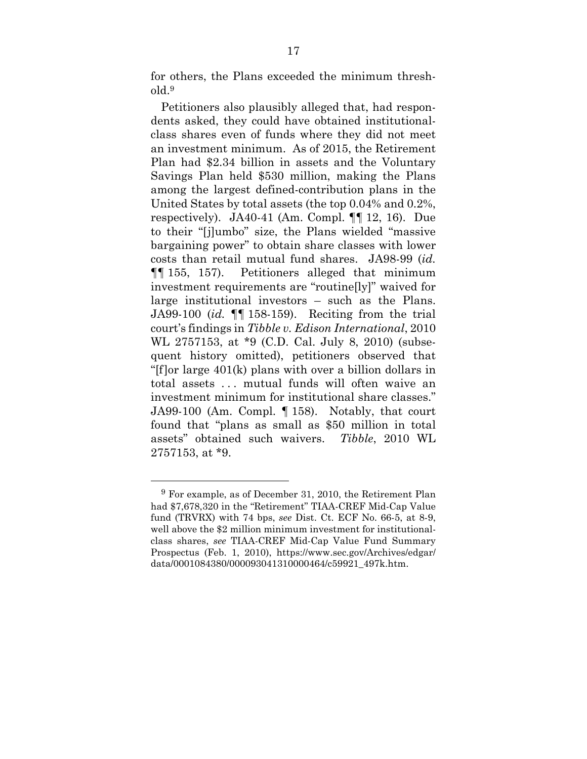for others, the Plans exceeded the minimum threshold.[9]

Petitioners also plausibly alleged that, had respondents asked, they could have obtained institutional-class shares even of funds where they did not meet an investment minimum. As of 2015, the Retirement Plan had $2.34 billion in assets and the Voluntary Savings Plan held $530 million, making the Plans among the largest defined-contribution plans in the United States by total assets (the top 0.04% and 0.2%, respectively). JA40-41 (Am. Compl. ¶¶ 12, 16). Due to their "[j]umbo" size, the Plans wielded "massive bargaining power" to obtain share classes with lower costs than retail mutual fund shares. JA98-99 (*id.* ¶¶ 155, 157). Petitioners alleged that minimum investment requirements are "routine[ly]" waived for large institutional investors – such as the Plans. JA99-100 (*id.* ¶¶ 158-159). Reciting from the trial court's findings in *Tibble v. Edison International*, 2010 WL 2757153, at *9 (C.D. Cal. July 8, 2010) (subsequent history omitted), petitioners observed that "[f]or large 401(k) plans with over a billion dollars in total assets . . . mutual funds will often waive an investment minimum for institutional share classes." JA99-100 (Am. Compl. ¶ 158). Notably, that court found that "plans as small as $50 million in total assets" obtained such waivers. *Tibble*, 2010 WL 2757153, at *9.

---

[9] For example, as of December 31, 2010, the Retirement Plan had $7,678,320 in the "Retirement" TIAA-CREF Mid-Cap Value fund (TRVRX) with 74 bps, *see* Dist. Ct. ECF No. 66-5, at 8-9, well above the $2 million minimum investment for institutional-class shares, *see* TIAA-CREF Mid-Cap Value Fund Summary Prospectus (Feb. 1, 2010), https://www.sec.gov/Archives/edgar/data/0001084380/000093041310000464/c59921_497k.htm.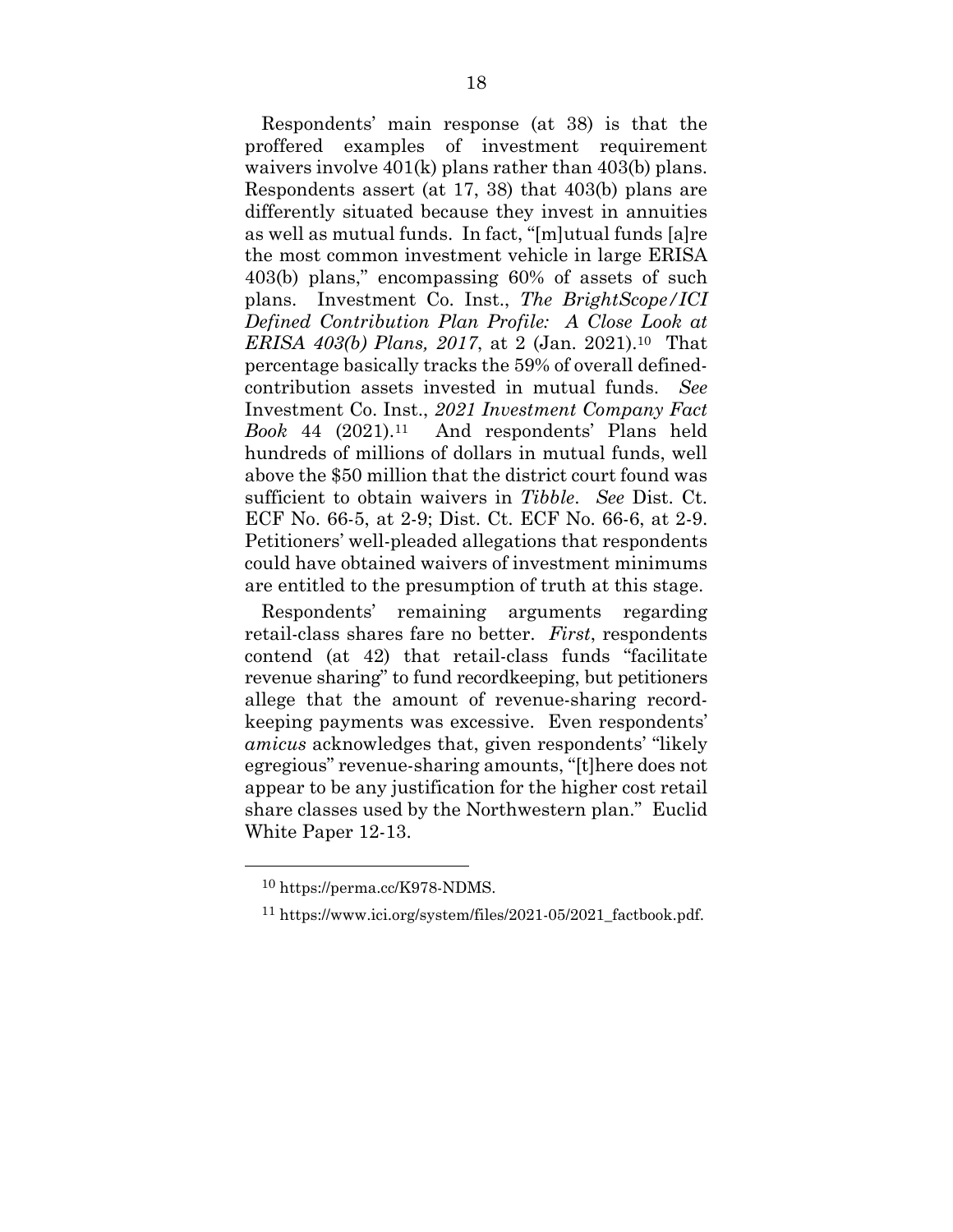Respondents' main response (at 38) is that the proffered examples of investment requirement waivers involve 401(k) plans rather than 403(b) plans. Respondents assert (at 17, 38) that 403(b) plans are differently situated because they invest in annuities as well as mutual funds. In fact, "[m]utual funds [a]re the most common investment vehicle in large ERISA 403(b) plans," encompassing 60% of assets of such plans. Investment Co. Inst., *The BrightScope/ICI Defined Contribution Plan Profile: A Close Look at ERISA 403(b) Plans, 2017*, at 2 (Jan. 2021).[10] That percentage basically tracks the 59% of overall defined-contribution assets invested in mutual funds. *See* Investment Co. Inst., *2021 Investment Company Fact Book* 44 (2021).[11] And respondents' Plans held hundreds of millions of dollars in mutual funds, well above the $50 million that the district court found was sufficient to obtain waivers in *Tibble*. *See* Dist. Ct. ECF No. 66-5, at 2-9; Dist. Ct. ECF No. 66-6, at 2-9. Petitioners' well-pleaded allegations that respondents could have obtained waivers of investment minimums are entitled to the presumption of truth at this stage.

Respondents' remaining arguments regarding retail-class shares fare no better. *First*, respondents contend (at 42) that retail-class funds "facilitate revenue sharing" to fund recordkeeping, but petitioners allege that the amount of revenue-sharing recordkeeping payments was excessive. Even respondents' *amicus* acknowledges that, given respondents' "likely egregious" revenue-sharing amounts, "[t]here does not appear to be any justification for the higher cost retail share classes used by the Northwestern plan." Euclid White Paper 12-13.

---

[10] https://perma.cc/K978-NDMS.

[11] https://www.ici.org/system/files/2021-05/2021_factbook.pdf.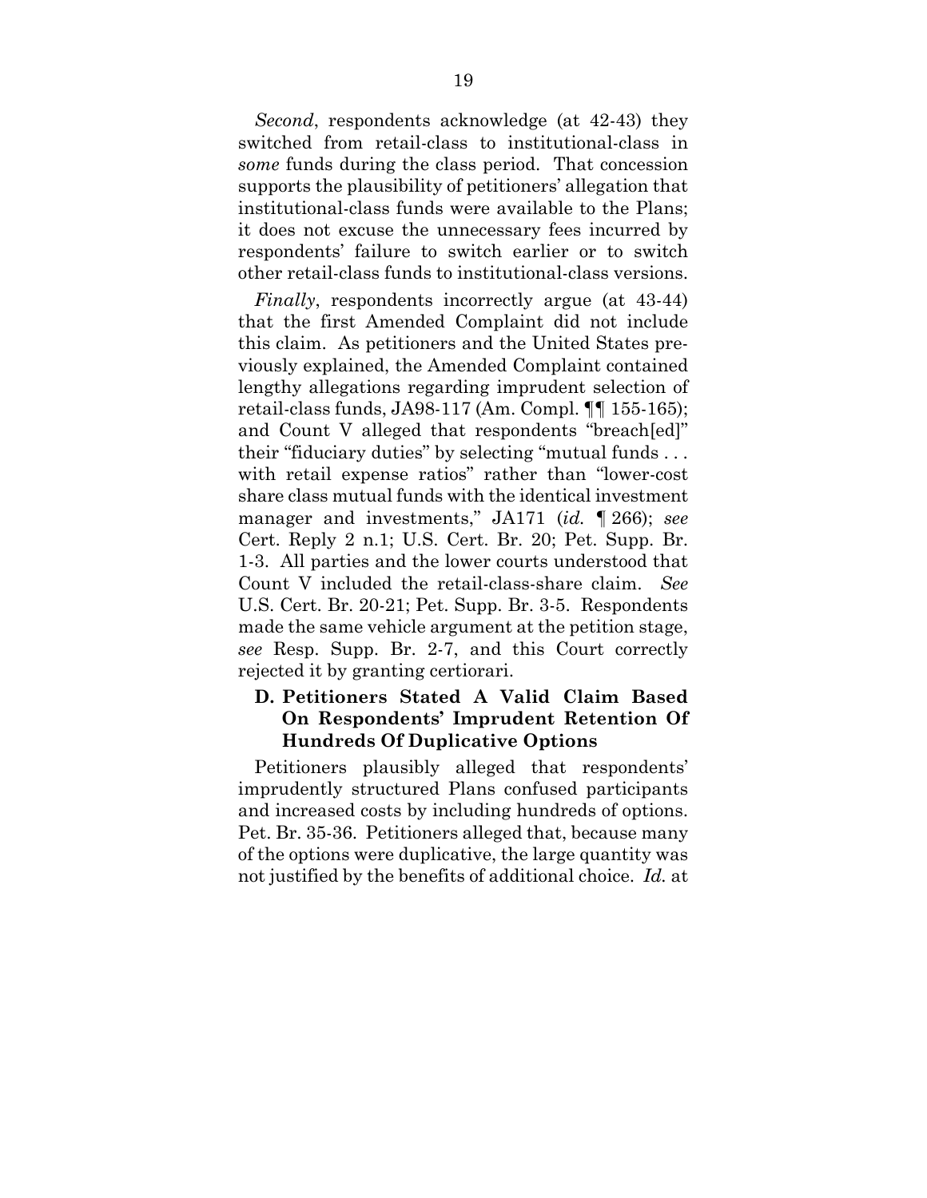*Second*, respondents acknowledge (at 42-43) they switched from retail-class to institutional-class in *some* funds during the class period. That concession supports the plausibility of petitioners' allegation that institutional-class funds were available to the Plans; it does not excuse the unnecessary fees incurred by respondents' failure to switch earlier or to switch other retail-class funds to institutional-class versions.

*Finally*, respondents incorrectly argue (at 43-44) that the first Amended Complaint did not include this claim. As petitioners and the United States previously explained, the Amended Complaint contained lengthy allegations regarding imprudent selection of retail-class funds, JA98-117 (Am. Compl. ¶¶ 155-165); and Count V alleged that respondents "breach[ed]" their "fiduciary duties" by selecting "mutual funds . . . with retail expense ratios" rather than "lower-cost share class mutual funds with the identical investment manager and investments," JA171 (*id.* ¶ 266); *see* Cert. Reply 2 n.1; U.S. Cert. Br. 20; Pet. Supp. Br. 1-3. All parties and the lower courts understood that Count V included the retail-class-share claim. *See* U.S. Cert. Br. 20-21; Pet. Supp. Br. 3-5. Respondents made the same vehicle argument at the petition stage, *see* Resp. Supp. Br. 2-7, and this Court correctly rejected it by granting certiorari.

### D. Petitioners Stated A Valid Claim Based On Respondents' Imprudent Retention Of Hundreds Of Duplicative Options

Petitioners plausibly alleged that respondents' imprudently structured Plans confused participants and increased costs by including hundreds of options. Pet. Br. 35-36. Petitioners alleged that, because many of the options were duplicative, the large quantity was not justified by the benefits of additional choice. *Id.* at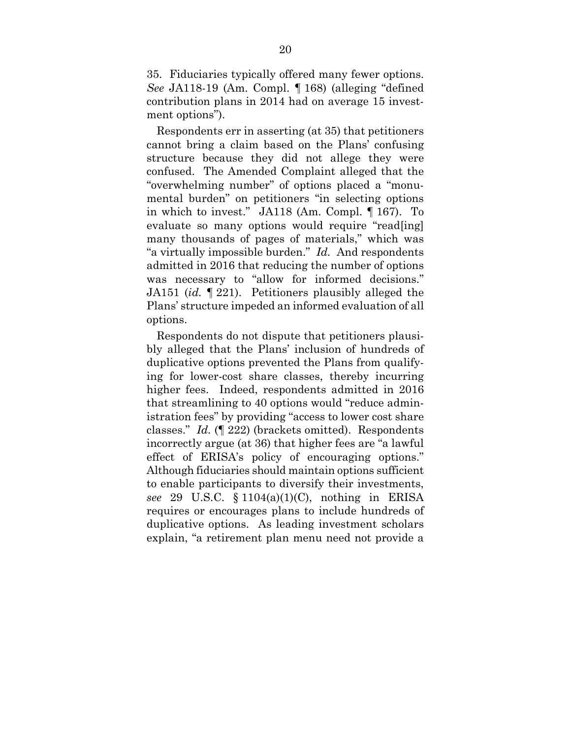35. Fiduciaries typically offered many fewer options. *See* JA118-19 (Am. Compl. ¶ 168) (alleging "defined contribution plans in 2014 had on average 15 investment options").

Respondents err in asserting (at 35) that petitioners cannot bring a claim based on the Plans' confusing structure because they did not allege they were confused. The Amended Complaint alleged that the "overwhelming number" of options placed a "monumental burden" on petitioners "in selecting options in which to invest." JA118 (Am. Compl. ¶ 167). To evaluate so many options would require "read[ing] many thousands of pages of materials," which was "a virtually impossible burden." *Id.* And respondents admitted in 2016 that reducing the number of options was necessary to "allow for informed decisions." JA151 (*id.* ¶ 221). Petitioners plausibly alleged the Plans' structure impeded an informed evaluation of all options.

Respondents do not dispute that petitioners plausibly alleged that the Plans' inclusion of hundreds of duplicative options prevented the Plans from qualifying for lower-cost share classes, thereby incurring higher fees. Indeed, respondents admitted in 2016 that streamlining to 40 options would "reduce administration fees" by providing "access to lower cost share classes." *Id.* (¶ 222) (brackets omitted). Respondents incorrectly argue (at 36) that higher fees are "a lawful effect of ERISA's policy of encouraging options." Although fiduciaries should maintain options sufficient to enable participants to diversify their investments, *see* 29 U.S.C. § 1104(a)(1)(C), nothing in ERISA requires or encourages plans to include hundreds of duplicative options. As leading investment scholars explain, "a retirement plan menu need not provide a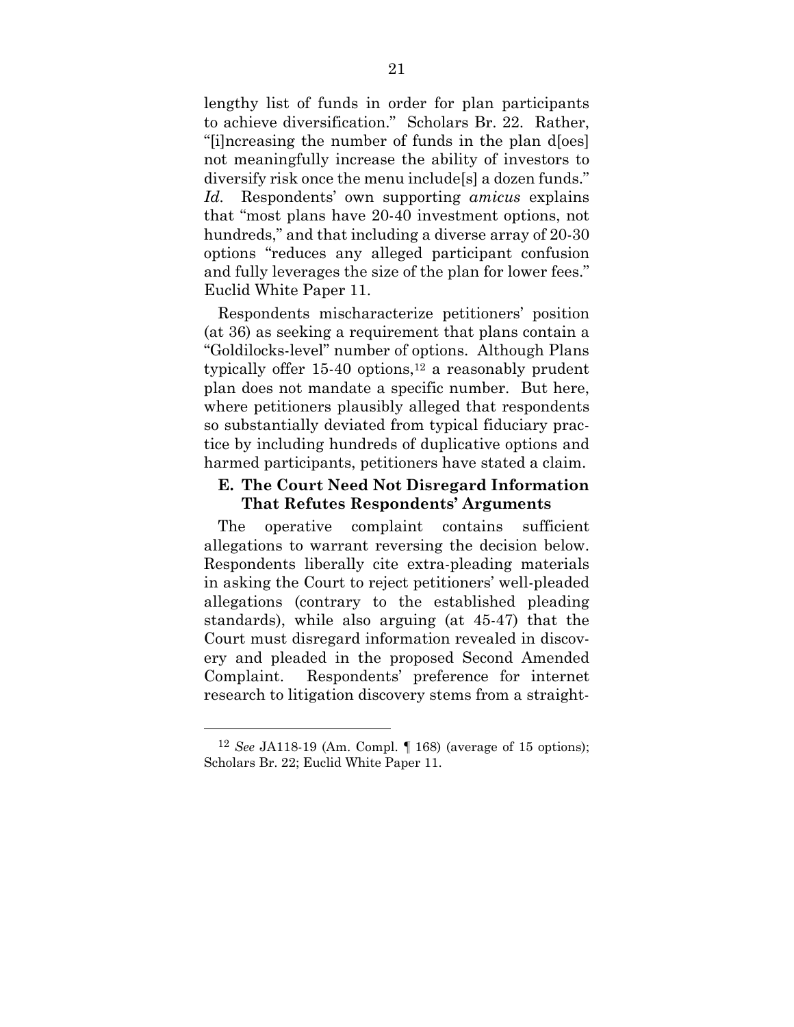lengthy list of funds in order for plan participants to achieve diversification." Scholars Br. 22. Rather, "[i]ncreasing the number of funds in the plan d[oes] not meaningfully increase the ability of investors to diversify risk once the menu include[s] a dozen funds." *Id.* Respondents' own supporting *amicus* explains that "most plans have 20-40 investment options, not hundreds," and that including a diverse array of 20-30 options "reduces any alleged participant confusion and fully leverages the size of the plan for lower fees." Euclid White Paper 11.

Respondents mischaracterize petitioners' position (at 36) as seeking a requirement that plans contain a "Goldilocks-level" number of options. Although Plans typically offer 15-40 options,[12] a reasonably prudent plan does not mandate a specific number. But here, where petitioners plausibly alleged that respondents so substantially deviated from typical fiduciary practice by including hundreds of duplicative options and harmed participants, petitioners have stated a claim.

### E. The Court Need Not Disregard Information That Refutes Respondents' Arguments

The operative complaint contains sufficient allegations to warrant reversing the decision below. Respondents liberally cite extra-pleading materials in asking the Court to reject petitioners' well-pleaded allegations (contrary to the established pleading standards), while also arguing (at 45-47) that the Court must disregard information revealed in discovery and pleaded in the proposed Second Amended Complaint. Respondents' preference for internet research to litigation discovery stems from a straight-

[12] *See* JA118-19 (Am. Compl. ¶ 168) (average of 15 options); Scholars Br. 22; Euclid White Paper 11.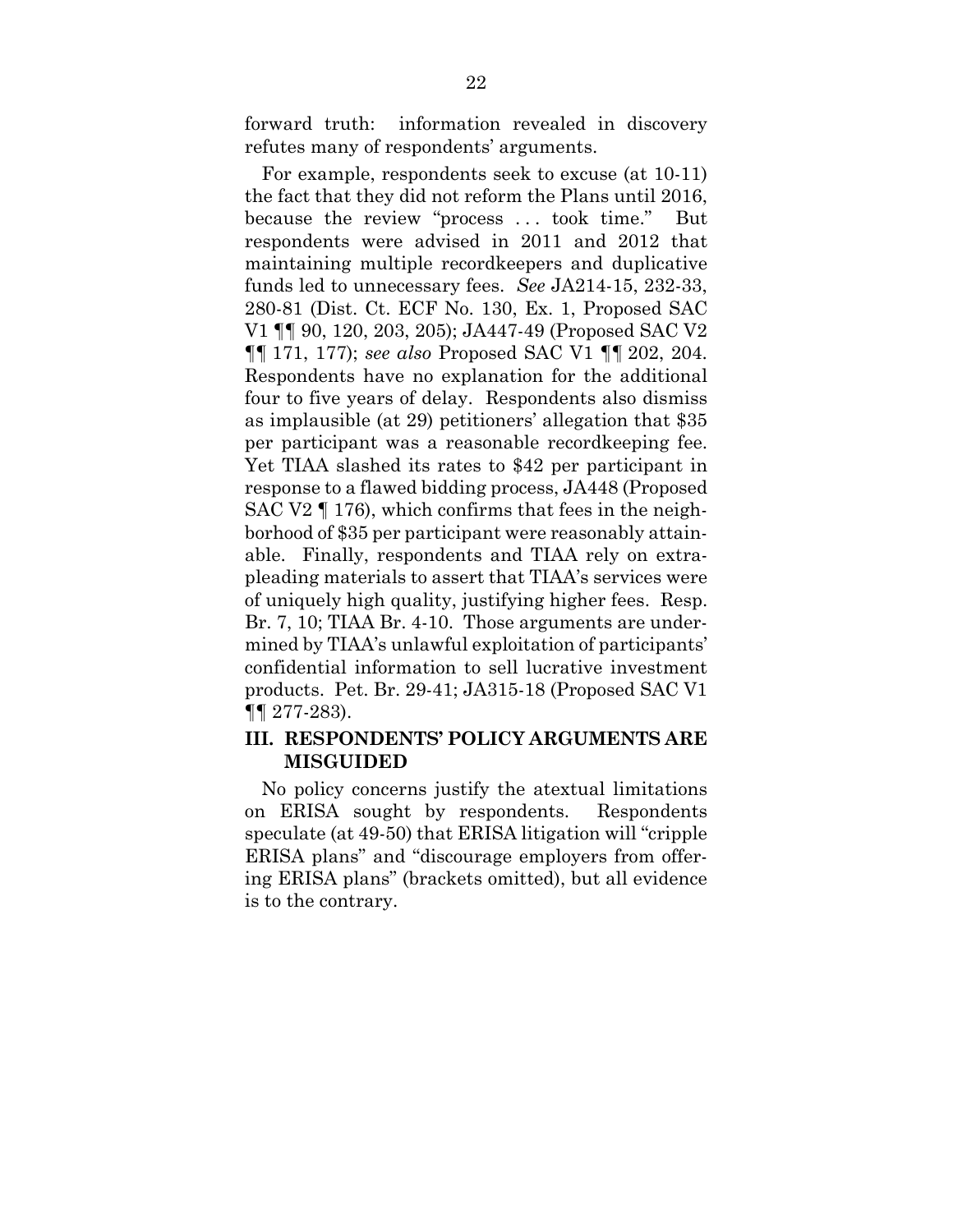forward truth: information revealed in discovery refutes many of respondents' arguments.

For example, respondents seek to excuse (at 10-11) the fact that they did not reform the Plans until 2016, because the review "process . . . took time." But respondents were advised in 2011 and 2012 that maintaining multiple recordkeepers and duplicative funds led to unnecessary fees. *See* JA214-15, 232-33, 280-81 (Dist. Ct. ECF No. 130, Ex. 1, Proposed SAC V1 ¶¶ 90, 120, 203, 205); JA447-49 (Proposed SAC V2 ¶¶ 171, 177); *see also* Proposed SAC V1 ¶¶ 202, 204. Respondents have no explanation for the additional four to five years of delay. Respondents also dismiss as implausible (at 29) petitioners' allegation that $35 per participant was a reasonable recordkeeping fee. Yet TIAA slashed its rates to $42 per participant in response to a flawed bidding process, JA448 (Proposed SAC V2 ¶ 176), which confirms that fees in the neighborhood of $35 per participant were reasonably attainable. Finally, respondents and TIAA rely on extra-pleading materials to assert that TIAA's services were of uniquely high quality, justifying higher fees. Resp. Br. 7, 10; TIAA Br. 4-10. Those arguments are undermined by TIAA's unlawful exploitation of participants' confidential information to sell lucrative investment products. Pet. Br. 29-41; JA315-18 (Proposed SAC V1 ¶¶ 277-283).

## III. RESPONDENTS' POLICY ARGUMENTS ARE MISGUIDED

No policy concerns justify the atextual limitations on ERISA sought by respondents. Respondents speculate (at 49-50) that ERISA litigation will "cripple ERISA plans" and "discourage employers from offering ERISA plans" (brackets omitted), but all evidence is to the contrary.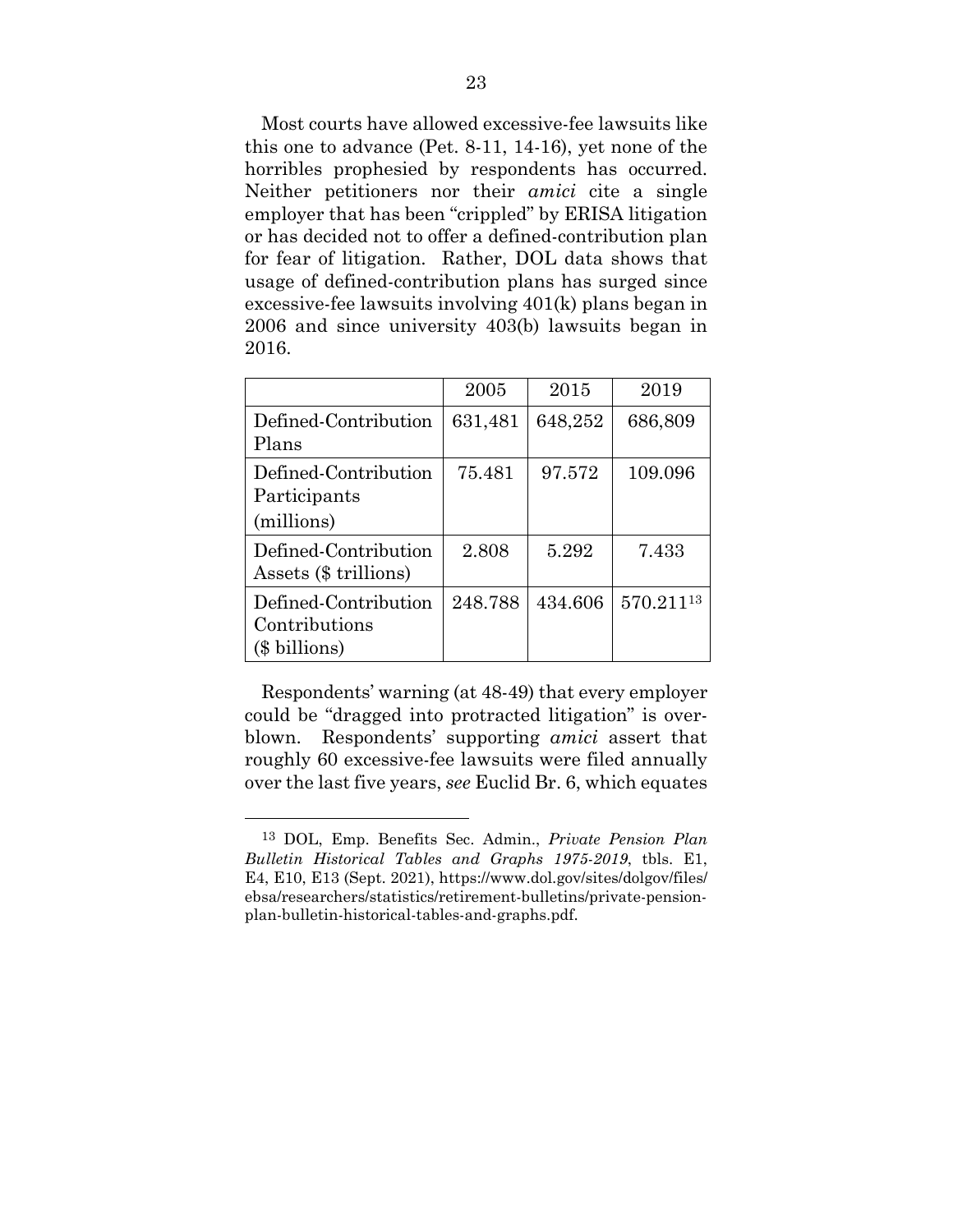Most courts have allowed excessive-fee lawsuits like this one to advance (Pet. 8-11, 14-16), yet none of the horribles prophesied by respondents has occurred. Neither petitioners nor their *amici* cite a single employer that has been "crippled" by ERISA litigation or has decided not to offer a defined-contribution plan for fear of litigation. Rather, DOL data shows that usage of defined-contribution plans has surged since excessive-fee lawsuits involving 401(k) plans began in 2006 and since university 403(b) lawsuits began in 2016.

| | 2005 | 2015 | 2019 |
|---|---|---|---|
| Defined-Contribution Plans | 631,481 | 648,252 | 686,809 |
| Defined-Contribution Participants (millions) | 75.481 | 97.572 | 109.096 |
| Defined-Contribution Assets ($ trillions) | 2.808 | 5.292 | 7.433 |
| Defined-Contribution Contributions ($ billions) | 248.788 | 434.606 | 570.211[13] |

Respondents' warning (at 48-49) that every employer could be "dragged into protracted litigation" is overblown. Respondents' supporting *amici* assert that roughly 60 excessive-fee lawsuits were filed annually over the last five years, *see* Euclid Br. 6, which equates

---

[13] DOL, Emp. Benefits Sec. Admin., *Private Pension Plan Bulletin Historical Tables and Graphs 1975-2019*, tbls. E1, E4, E10, E13 (Sept. 2021), https://www.dol.gov/sites/dolgov/files/ebsa/researchers/statistics/retirement-bulletins/private-pension-plan-bulletin-historical-tables-and-graphs.pdf.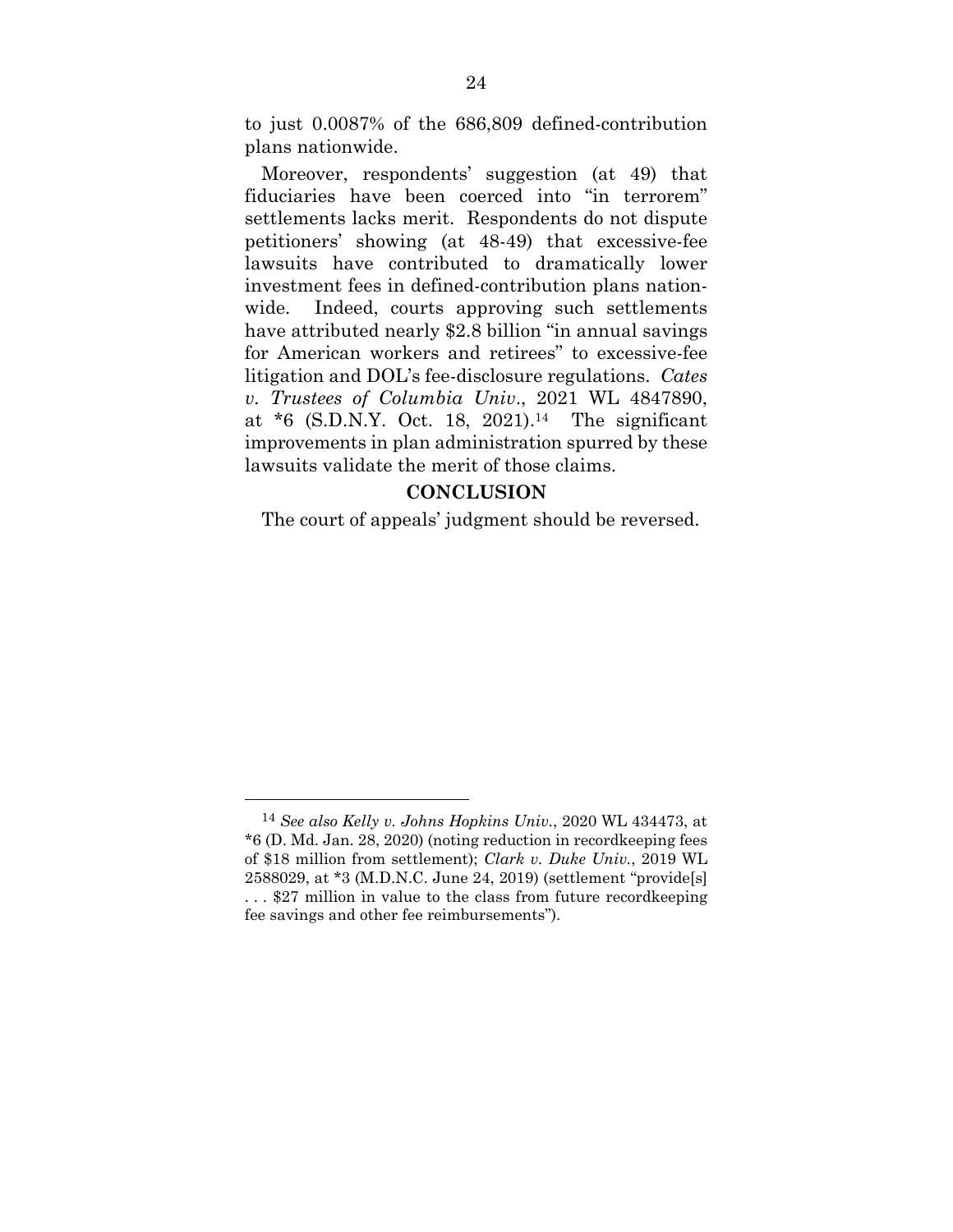to just 0.0087% of the 686,809 defined-contribution plans nationwide.

Moreover, respondents' suggestion (at 49) that fiduciaries have been coerced into "in terrorem" settlements lacks merit. Respondents do not dispute petitioners' showing (at 48-49) that excessive-fee lawsuits have contributed to dramatically lower investment fees in defined-contribution plans nationwide. Indeed, courts approving such settlements have attributed nearly $2.8 billion "in annual savings for American workers and retirees" to excessive-fee litigation and DOL's fee-disclosure regulations. *Cates v. Trustees of Columbia Univ.*, 2021 WL 4847890, at *6 (S.D.N.Y. Oct. 18, 2021).[14] The significant improvements in plan administration spurred by these lawsuits validate the merit of those claims.

## CONCLUSION

The court of appeals' judgment should be reversed.

---

[14] *See also Kelly v. Johns Hopkins Univ.*, 2020 WL 434473, at *6 (D. Md. Jan. 28, 2020) (noting reduction in recordkeeping fees of $18 million from settlement); *Clark v. Duke Univ.*, 2019 WL 2588029, at *3 (M.D.N.C. June 24, 2019) (settlement "provide[s] . . . $27 million in value to the class from future recordkeeping fee savings and other fee reimbursements").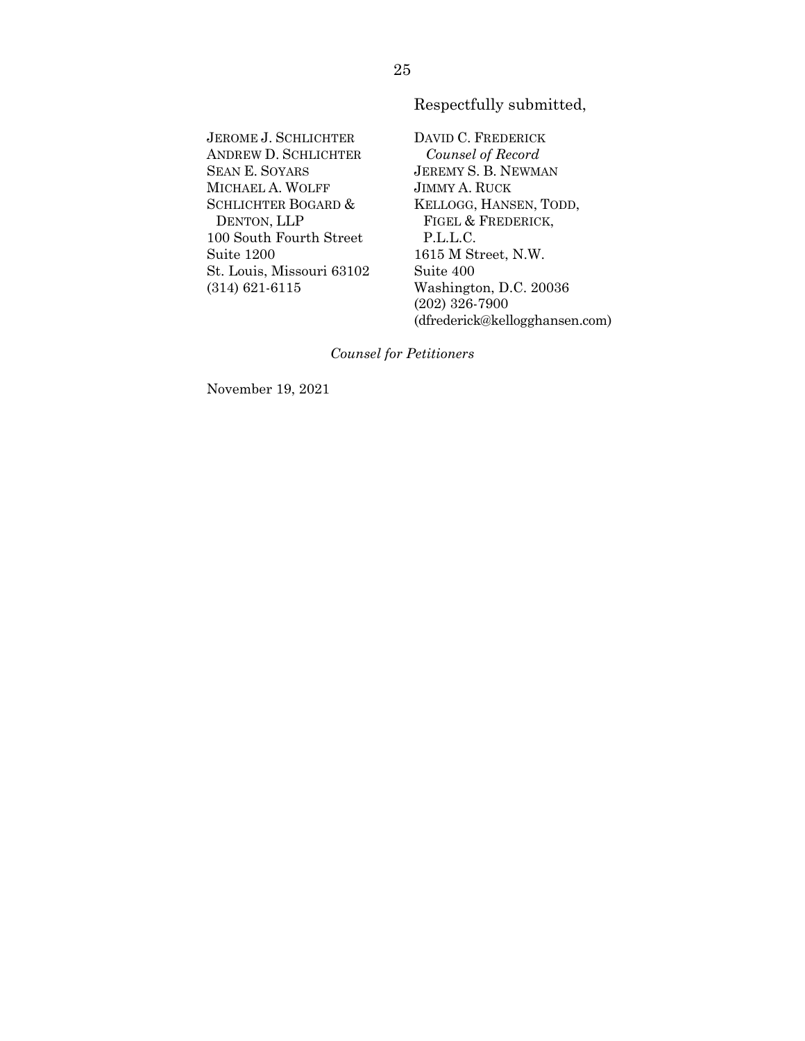Respectfully submitted,

JEROME J. SCHLICHTER
ANDREW D. SCHLICHTER
SEAN E. SOYARS
MICHAEL A. WOLFF
SCHLICHTER BOGARD & DENTON, LLP
100 South Fourth Street
Suite 1200
St. Louis, Missouri 63102
(314) 621-6115

DAVID C. FREDERICK
*Counsel of Record*
JEREMY S. B. NEWMAN
JIMMY A. RUCK
KELLOGG, HANSEN, TODD, FIGEL & FREDERICK, P.L.L.C.
1615 M Street, N.W.
Suite 400
Washington, D.C. 20036
(202) 326-7900
(dfrederick@kellogghansen.com)

*Counsel for Petitioners*

November 19, 2021